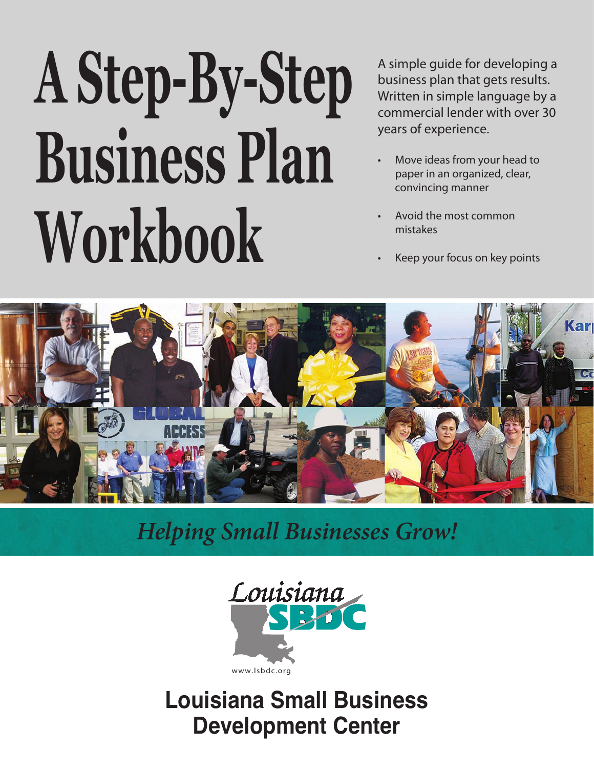# A Step-By-Step Business Plan Workbook

A simple guide for developing a business plan that gets results. Written in simple language by a commercial lender with over 30 years of experience.

- Move ideas from your head to paper in an organized, clear, convincing manner
- Avoid the most common mistakes
- Keep your focus on key points

*Helping Small Businesses Grow!*

Louisiana SBDC

www.lsbdc.org

**Louisiana Small Business Development Center**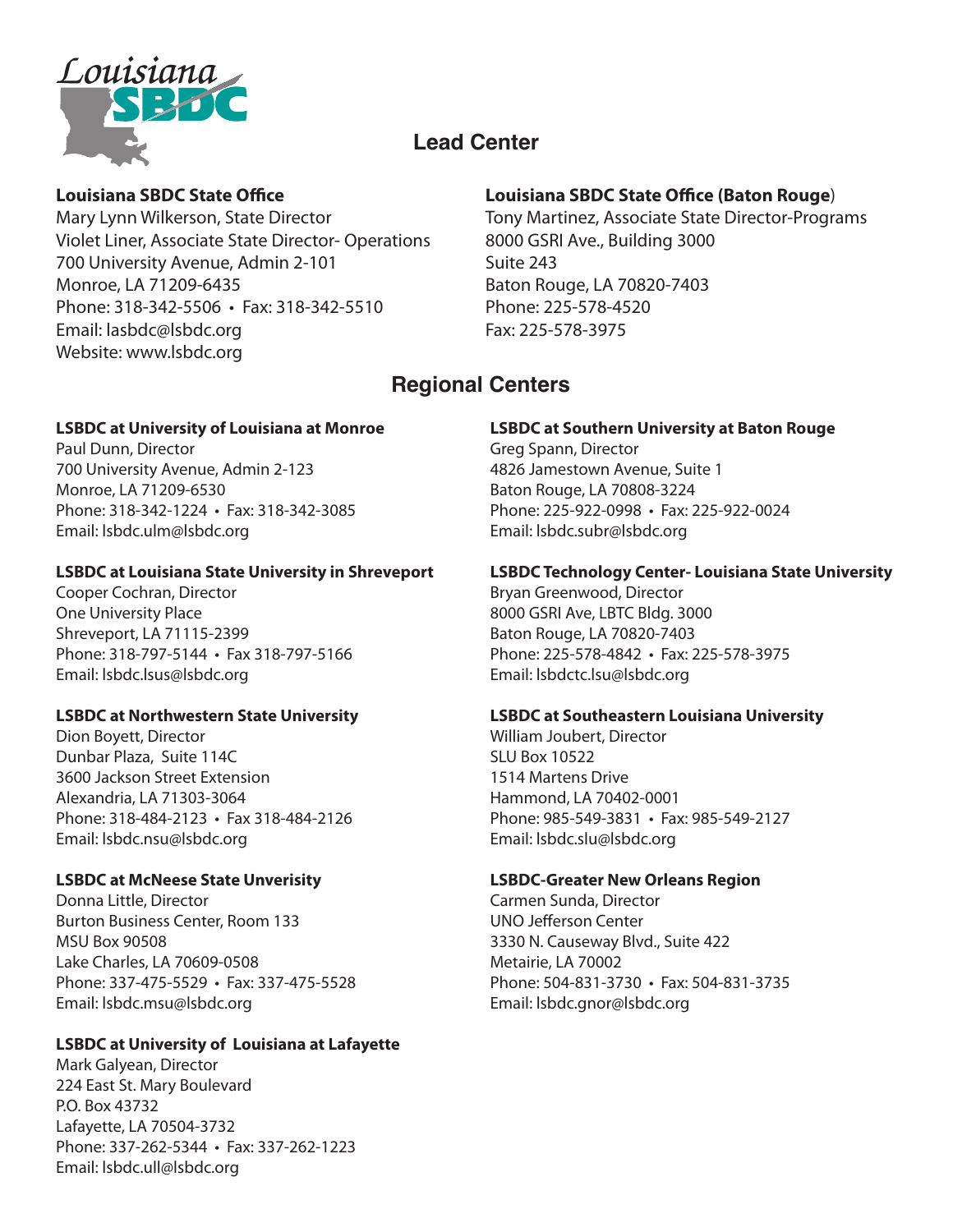## Lead Center

**Louisiana SBDC State Office**
Mary Lynn Wilkerson, State Director
Violet Liner, Associate State Director- Operations
700 University Avenue, Admin 2-101
Monroe, LA 71209-6435
Phone: 318-342-5506 • Fax: 318-342-5510
Email: lasbdc@lsbdc.org
Website: www.lsbdc.org

**Louisiana SBDC State Office (Baton Rouge)**
Tony Martinez, Associate State Director-Programs
8000 GSRI Ave., Building 3000
Suite 243
Baton Rouge, LA 70820-7403
Phone: 225-578-4520
Fax: 225-578-3975

## Regional Centers

**LSBDC at University of Louisiana at Monroe**
Paul Dunn, Director
700 University Avenue, Admin 2-123
Monroe, LA 71209-6530
Phone: 318-342-1224 • Fax: 318-342-3085
Email: lsbdc.ulm@lsbdc.org

**LSBDC at Louisiana State University in Shreveport**
Cooper Cochran, Director
One University Place
Shreveport, LA 71115-2399
Phone: 318-797-5144 • Fax 318-797-5166
Email: lsbdc.lsus@lsbdc.org

**LSBDC at Northwestern State University**
Dion Boyett, Director
Dunbar Plaza, Suite 114C
3600 Jackson Street Extension
Alexandria, LA 71303-3064
Phone: 318-484-2123 • Fax 318-484-2126
Email: lsbdc.nsu@lsbdc.org

**LSBDC at McNeese State Unverisity**
Donna Little, Director
Burton Business Center, Room 133
MSU Box 90508
Lake Charles, LA 70609-0508
Phone: 337-475-5529 • Fax: 337-475-5528
Email: lsbdc.msu@lsbdc.org

**LSBDC at University of Louisiana at Lafayette**
Mark Galyean, Director
224 East St. Mary Boulevard
P.O. Box 43732
Lafayette, LA 70504-3732
Phone: 337-262-5344 • Fax: 337-262-1223
Email: lsbdc.ull@lsbdc.org

**LSBDC at Southern University at Baton Rouge**
Greg Spann, Director
4826 Jamestown Avenue, Suite 1
Baton Rouge, LA 70808-3224
Phone: 225-922-0998 • Fax: 225-922-0024
Email: lsbdc.subr@lsbdc.org

**LSBDC Technology Center- Louisiana State University**
Bryan Greenwood, Director
8000 GSRI Ave, LBTC Bldg. 3000
Baton Rouge, LA 70820-7403
Phone: 225-578-4842 • Fax: 225-578-3975
Email: lsbdctc.lsu@lsbdc.org

**LSBDC at Southeastern Louisiana University**
William Joubert, Director
SLU Box 10522
1514 Martens Drive
Hammond, LA 70402-0001
Phone: 985-549-3831 • Fax: 985-549-2127
Email: lsbdc.slu@lsbdc.org

**LSBDC-Greater New Orleans Region**
Carmen Sunda, Director
UNO Jefferson Center
3330 N. Causeway Blvd., Suite 422
Metairie, LA 70002
Phone: 504-831-3730 • Fax: 504-831-3735
Email: lsbdc.gnor@lsbdc.org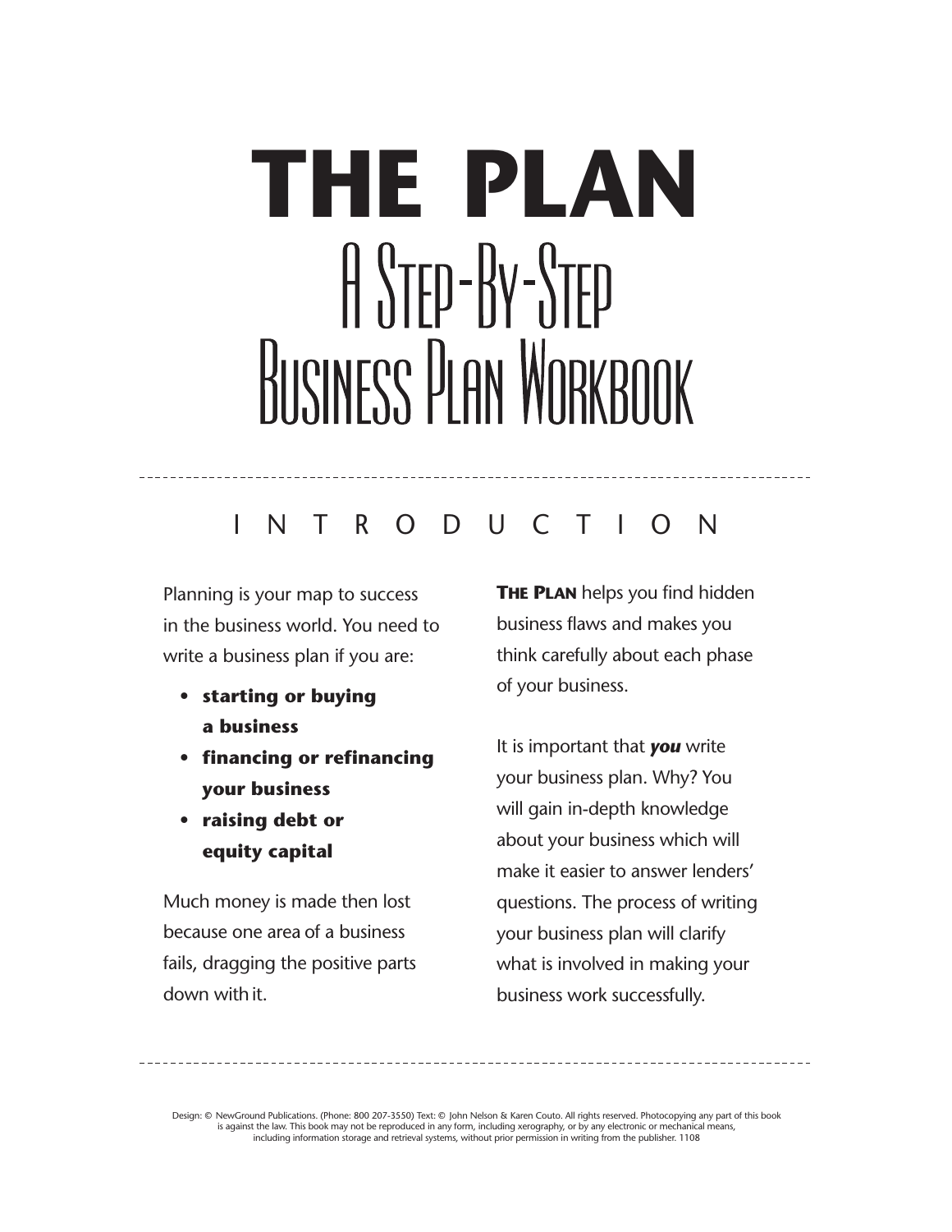# THE PLAN

## A Step-By-Step Business Plan Workbook

---

## INTRODUCTION

Planning is your map to success in the business world. You need to write a business plan if you are:

- **starting or buying a business**
- **financing or refinancing your business**
- **raising debt or equity capital**

Much money is made then lost because one area of a business fails, dragging the positive parts down with it.

**THE PLAN** helps you find hidden business flaws and makes you think carefully about each phase of your business.

It is important that ***you*** write your business plan. Why? You will gain in-depth knowledge about your business which will make it easier to answer lenders' questions. The process of writing your business plan will clarify what is involved in making your business work successfully.

---

Design: © NewGround Publications. (Phone: 800 207-3550) Text: © John Nelson & Karen Couto. All rights reserved. Photocopying any part of this book is against the law. This book may not be reproduced in any form, including xerography, or by any electronic or mechanical means, including information storage and retrieval systems, without prior permission in writing from the publisher. 1108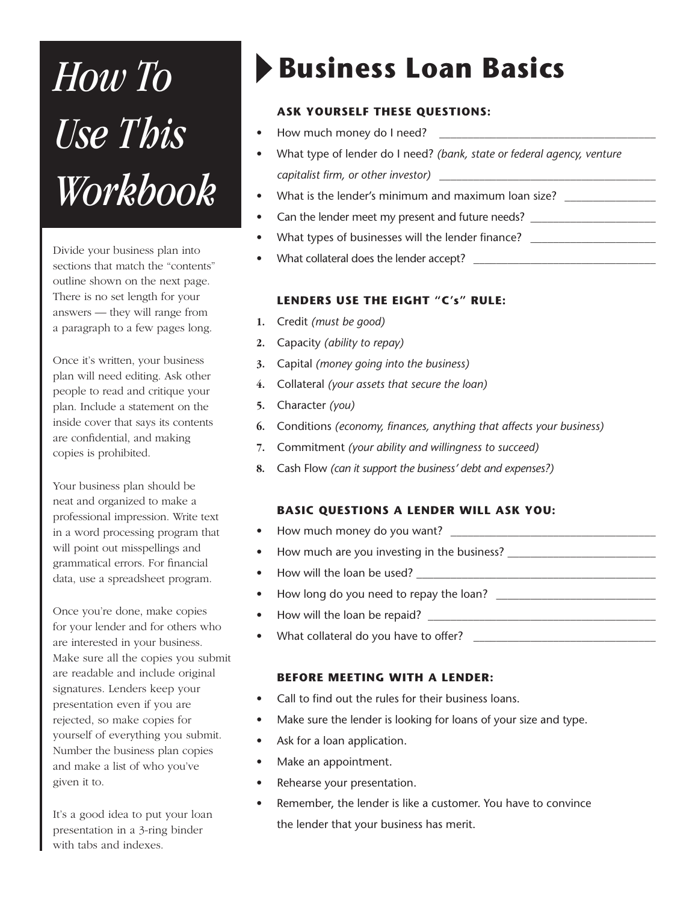# How To Use This Workbook

Divide your business plan into sections that match the "contents" outline shown on the next page. There is no set length for your answers — they will range from a paragraph to a few pages long.

Once it's written, your business plan will need editing. Ask other people to read and critique your plan. Include a statement on the inside cover that says its contents are confidential, and making copies is prohibited.

Your business plan should be neat and organized to make a professional impression. Write text in a word processing program that will point out misspellings and grammatical errors. For financial data, use a spreadsheet program.

Once you're done, make copies for your lender and for others who are interested in your business. Make sure all the copies you submit are readable and include original signatures. Lenders keep your presentation even if you are rejected, so make copies for yourself of everything you submit. Number the business plan copies and make a list of who you've given it to.

It's a good idea to put your loan presentation in a 3-ring binder with tabs and indexes.

# Business Loan Basics

### ASK YOURSELF THESE QUESTIONS:

- How much money do I need? ______________________________
- What type of lender do I need? *(bank, state or federal agency, venture capitalist firm, or other investor)* ______________________________
- What is the lender's minimum and maximum loan size? ______________
- Can the lender meet my present and future needs? ________________
- What types of businesses will the lender finance? ________________
- What collateral does the lender accept? __________________________

### LENDERS USE THE EIGHT "C's" RULE:

1. Credit *(must be good)*
2. Capacity *(ability to repay)*
3. Capital *(money going into the business)*
4. Collateral *(your assets that secure the loan)*
5. Character *(you)*
6. Conditions *(economy, finances, anything that affects your business)*
7. Commitment *(your ability and willingness to succeed)*
8. Cash Flow *(can it support the business' debt and expenses?)*

### BASIC QUESTIONS A LENDER WILL ASK YOU:

- How much money do you want? ____________________________
- How much are you investing in the business? ____________________
- How will the loan be used? ________________________________
- How long do you need to repay the loan? ______________________
- How will the loan be repaid? ______________________________
- What collateral do you have to offer? __________________________

### BEFORE MEETING WITH A LENDER:

- Call to find out the rules for their business loans.
- Make sure the lender is looking for loans of your size and type.
- Ask for a loan application.
- Make an appointment.
- Rehearse your presentation.
- Remember, the lender is like a customer. You have to convince the lender that your business has merit.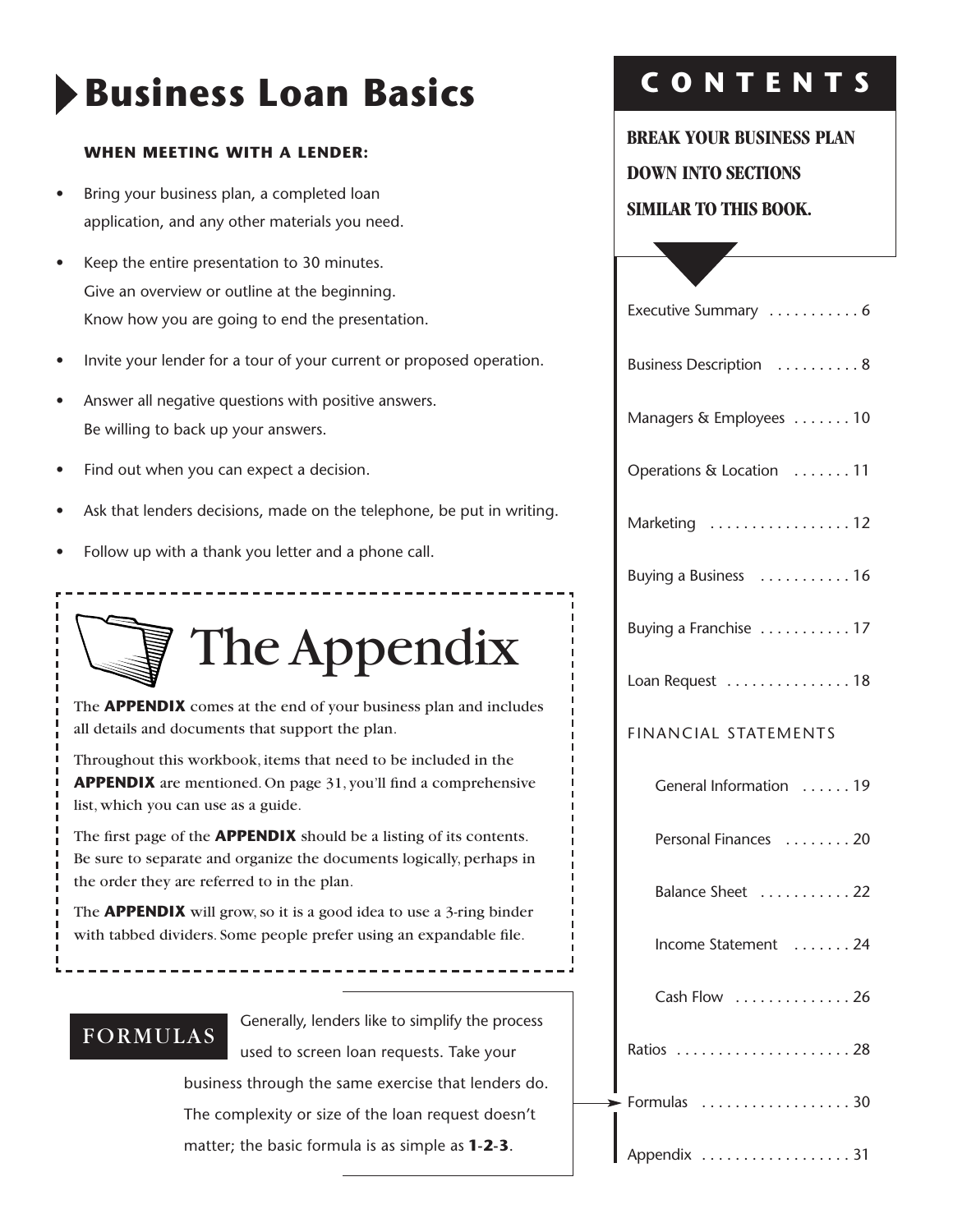# Business Loan Basics

**WHEN MEETING WITH A LENDER:**

- Bring your business plan, a completed loan application, and any other materials you need.
- Keep the entire presentation to 30 minutes. Give an overview or outline at the beginning. Know how you are going to end the presentation.
- Invite your lender for a tour of your current or proposed operation.
- Answer all negative questions with positive answers. Be willing to back up your answers.
- Find out when you can expect a decision.
- Ask that lenders decisions, made on the telephone, be put in writing.
- Follow up with a thank you letter and a phone call.

## The Appendix

The **APPENDIX** comes at the end of your business plan and includes all details and documents that support the plan.

Throughout this workbook, items that need to be included in the **APPENDIX** are mentioned. On page 31, you'll find a comprehensive list, which you can use as a guide.

The first page of the **APPENDIX** should be a listing of its contents. Be sure to separate and organize the documents logically, perhaps in the order they are referred to in the plan.

The **APPENDIX** will grow, so it is a good idea to use a 3-ring binder with tabbed dividers. Some people prefer using an expandable file.

## FORMULAS

Generally, lenders like to simplify the process used to screen loan requests. Take your business through the same exercise that lenders do. The complexity or size of the loan request doesn't matter; the basic formula is as simple as **1-2-3**.

## CONTENTS

**BREAK YOUR BUSINESS PLAN DOWN INTO SECTIONS SIMILAR TO THIS BOOK.**

- Executive Summary . . . . . . . . . . . 6
- Business Description . . . . . . . . . . 8
- Managers & Employees . . . . . . . 10
- Operations & Location . . . . . . . 11
- Marketing . . . . . . . . . . . . . . . . . 12
- Buying a Business . . . . . . . . . . . 16
- Buying a Franchise . . . . . . . . . . . 17
- Loan Request . . . . . . . . . . . . . . . 18
- FINANCIAL STATEMENTS
  - General Information . . . . . . 19
  - Personal Finances . . . . . . . . 20
  - Balance Sheet . . . . . . . . . . . 22
  - Income Statement . . . . . . . 24
  - Cash Flow . . . . . . . . . . . . . . 26
- Ratios . . . . . . . . . . . . . . . . . . . . . 28
- Formulas . . . . . . . . . . . . . . . . . . 30
- Appendix . . . . . . . . . . . . . . . . . . 31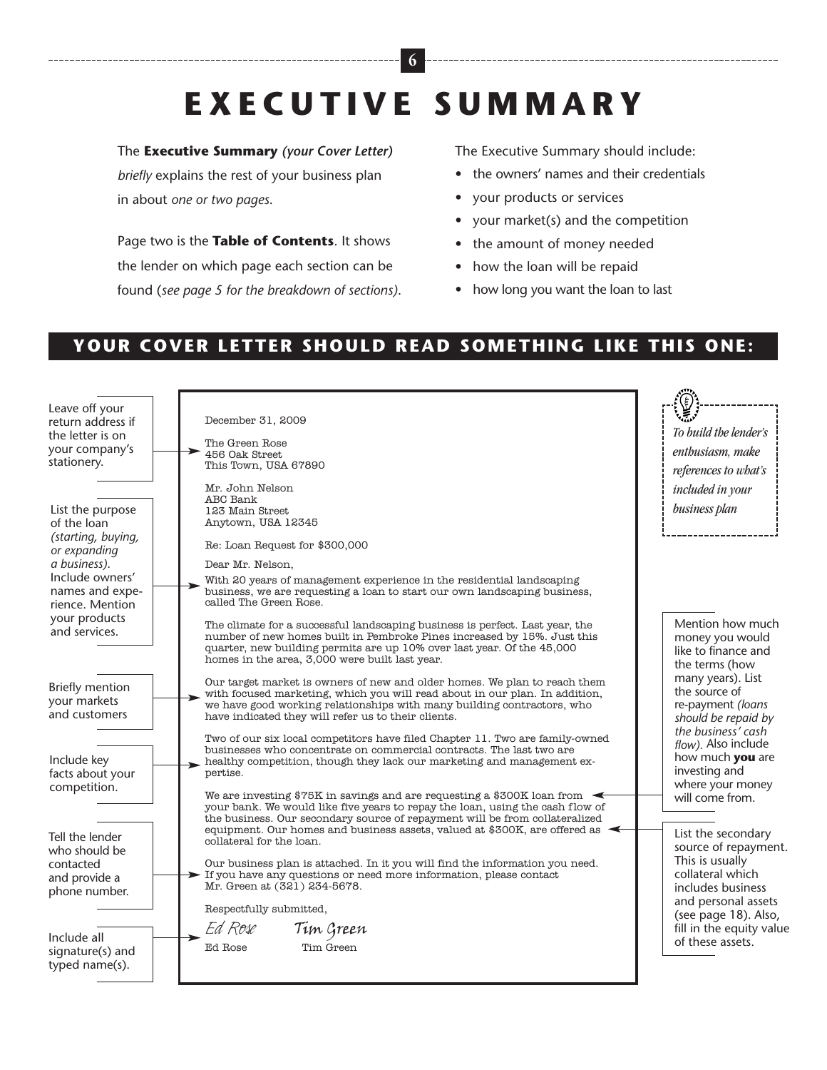# EXECUTIVE SUMMARY

The **Executive Summary** *(your Cover Letter)* *briefly* explains the rest of your business plan in about *one or two pages*.

Page two is the **Table of Contents**. It shows the lender on which page each section can be found (*see page 5 for the breakdown of sections)*.

The Executive Summary should include:

- the owners' names and their credentials
- your products or services
- your market(s) and the competition
- the amount of money needed
- how the loan will be repaid
- how long you want the loan to last

## YOUR COVER LETTER SHOULD READ SOMETHING LIKE THIS ONE:

*To build the lender's enthusiasm, make references to what's included in your business plan*

December 31, 2009

The Green Rose
456 Oak Street
This Town, USA 67890

*(Leave off your return address if the letter is on your company's stationery.)*

Mr. John Nelson
ABC Bank
123 Main Street
Anytown, USA 12345

Re: Loan Request for $300,000

Dear Mr. Nelson,

With 20 years of management experience in the residential landscaping business, we are requesting a loan to start our own landscaping business, called The Green Rose.

*(List the purpose of the loan (starting, buying, or expanding a business). Include owners' names and experience. Mention your products and services.)*

The climate for a successful landscaping business is perfect. Last year, the number of new homes built in Pembroke Pines increased by 15%. Just this quarter, new building permits are up 10% over last year. Of the 45,000 homes in the area, 3,000 were built last year.

Our target market is owners of new and older homes. We plan to reach them with focused marketing, which you will read about in our plan. In addition, we have good working relationships with many building contractors, who have indicated they will refer us to their clients.

*(Briefly mention your markets and customers)*

Two of our six local competitors have filed Chapter 11. Two are family-owned businesses who concentrate on commercial contracts. The last two are healthy competition, though they lack our marketing and management expertise.

*(Include key facts about your competition.)*

We are investing $75K in savings and are requesting a $300K loan from your bank. We would like five years to repay the loan, using the cash flow of the business. Our secondary source of repayment will be from collateralized equipment. Our homes and business assets, valued at $300K, are offered as collateral for the loan.

*(Mention how much money you would like to finance and the terms (how many years). List the source of re-payment (loans should be repaid by the business' cash flow). Also include how much **you** are investing and where your money will come from.)*

*(List the secondary source of repayment. This is usually collateral which includes business and personal assets (see page 18). Also, fill in the equity value of these assets.)*

Our business plan is attached. In it you will find the information you need. If you have any questions or need more information, please contact Mr. Green at (321) 234-5678.

*(Tell the lender who should be contacted and provide a phone number.)*

Respectfully submitted,

*Ed Rose* *Tim Green*

Ed Rose Tim Green

*(Include all signature(s) and typed name(s).)*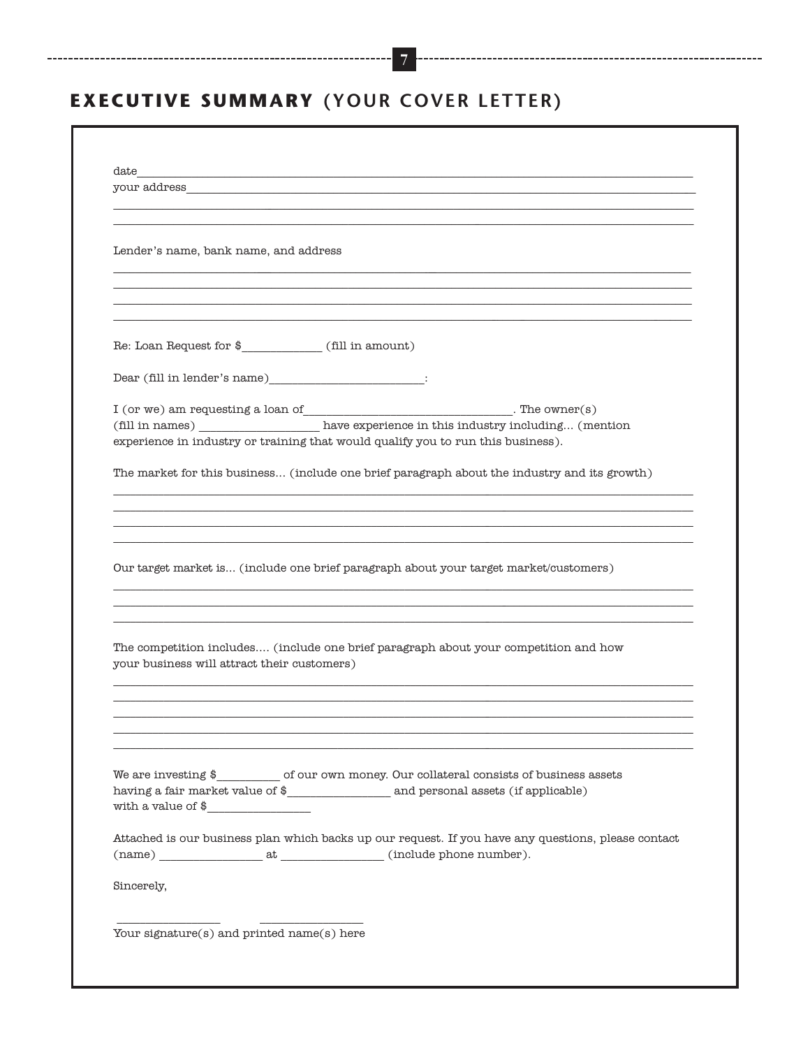# EXECUTIVE SUMMARY (YOUR COVER LETTER)

date\_\_\_\_\_\_\_\_\_\_\_\_\_\_\_\_\_\_\_\_\_\_\_\_\_\_\_\_\_\_\_\_\_\_\_\_\_\_\_\_\_\_\_\_\_\_\_\_\_\_\_\_\_\_\_\_\_\_\_\_

your address\_\_\_\_\_\_\_\_\_\_\_\_\_\_\_\_\_\_\_\_\_\_\_\_\_\_\_\_\_\_\_\_\_\_\_\_\_\_\_\_\_\_\_\_\_\_\_\_\_\_\_\_\_\_

\_\_\_\_\_\_\_\_\_\_\_\_\_\_\_\_\_\_\_\_\_\_\_\_\_\_\_\_\_\_\_\_\_\_\_\_\_\_\_\_\_\_\_\_\_\_\_\_\_\_\_\_\_\_\_\_\_\_\_\_\_\_\_\_

\_\_\_\_\_\_\_\_\_\_\_\_\_\_\_\_\_\_\_\_\_\_\_\_\_\_\_\_\_\_\_\_\_\_\_\_\_\_\_\_\_\_\_\_\_\_\_\_\_\_\_\_\_\_\_\_\_\_\_\_\_\_\_\_

Lender's name, bank name, and address

\_\_\_\_\_\_\_\_\_\_\_\_\_\_\_\_\_\_\_\_\_\_\_\_\_\_\_\_\_\_\_\_\_\_\_\_\_\_\_\_\_\_\_\_\_\_\_\_\_\_\_\_\_\_\_\_\_\_\_\_\_\_\_\_

\_\_\_\_\_\_\_\_\_\_\_\_\_\_\_\_\_\_\_\_\_\_\_\_\_\_\_\_\_\_\_\_\_\_\_\_\_\_\_\_\_\_\_\_\_\_\_\_\_\_\_\_\_\_\_\_\_\_\_\_\_\_\_\_

\_\_\_\_\_\_\_\_\_\_\_\_\_\_\_\_\_\_\_\_\_\_\_\_\_\_\_\_\_\_\_\_\_\_\_\_\_\_\_\_\_\_\_\_\_\_\_\_\_\_\_\_\_\_\_\_\_\_\_\_\_\_\_\_

\_\_\_\_\_\_\_\_\_\_\_\_\_\_\_\_\_\_\_\_\_\_\_\_\_\_\_\_\_\_\_\_\_\_\_\_\_\_\_\_\_\_\_\_\_\_\_\_\_\_\_\_\_\_\_\_\_\_\_\_\_\_\_\_

Re: Loan Request for $\_\_\_\_\_\_\_\_\_\_\_\_ (fill in amount)

Dear (fill in lender's name)\_\_\_\_\_\_\_\_\_\_\_\_\_\_\_\_\_\_\_\_\_\_\_\_:

I (or we) am requesting a loan of\_\_\_\_\_\_\_\_\_\_\_\_\_\_\_\_\_\_\_\_\_\_\_\_\_\_\_\_\_\_\_\_. The owner(s) (fill in names) \_\_\_\_\_\_\_\_\_\_\_\_\_\_\_\_\_\_\_ have experience in this industry including... (mention experience in industry or training that would qualify you to run this business).

The market for this business... (include one brief paragraph about the industry and its growth)

\_\_\_\_\_\_\_\_\_\_\_\_\_\_\_\_\_\_\_\_\_\_\_\_\_\_\_\_\_\_\_\_\_\_\_\_\_\_\_\_\_\_\_\_\_\_\_\_\_\_\_\_\_\_\_\_\_\_\_\_\_\_\_\_

\_\_\_\_\_\_\_\_\_\_\_\_\_\_\_\_\_\_\_\_\_\_\_\_\_\_\_\_\_\_\_\_\_\_\_\_\_\_\_\_\_\_\_\_\_\_\_\_\_\_\_\_\_\_\_\_\_\_\_\_\_\_\_\_

\_\_\_\_\_\_\_\_\_\_\_\_\_\_\_\_\_\_\_\_\_\_\_\_\_\_\_\_\_\_\_\_\_\_\_\_\_\_\_\_\_\_\_\_\_\_\_\_\_\_\_\_\_\_\_\_\_\_\_\_\_\_\_\_

\_\_\_\_\_\_\_\_\_\_\_\_\_\_\_\_\_\_\_\_\_\_\_\_\_\_\_\_\_\_\_\_\_\_\_\_\_\_\_\_\_\_\_\_\_\_\_\_\_\_\_\_\_\_\_\_\_\_\_\_\_\_\_\_

Our target market is... (include one brief paragraph about your target market/customers)

\_\_\_\_\_\_\_\_\_\_\_\_\_\_\_\_\_\_\_\_\_\_\_\_\_\_\_\_\_\_\_\_\_\_\_\_\_\_\_\_\_\_\_\_\_\_\_\_\_\_\_\_\_\_\_\_\_\_\_\_\_\_\_\_

\_\_\_\_\_\_\_\_\_\_\_\_\_\_\_\_\_\_\_\_\_\_\_\_\_\_\_\_\_\_\_\_\_\_\_\_\_\_\_\_\_\_\_\_\_\_\_\_\_\_\_\_\_\_\_\_\_\_\_\_\_\_\_\_

\_\_\_\_\_\_\_\_\_\_\_\_\_\_\_\_\_\_\_\_\_\_\_\_\_\_\_\_\_\_\_\_\_\_\_\_\_\_\_\_\_\_\_\_\_\_\_\_\_\_\_\_\_\_\_\_\_\_\_\_\_\_\_\_

The competition includes.... (include one brief paragraph about your competition and how your business will attract their customers)

\_\_\_\_\_\_\_\_\_\_\_\_\_\_\_\_\_\_\_\_\_\_\_\_\_\_\_\_\_\_\_\_\_\_\_\_\_\_\_\_\_\_\_\_\_\_\_\_\_\_\_\_\_\_\_\_\_\_\_\_\_\_\_\_

\_\_\_\_\_\_\_\_\_\_\_\_\_\_\_\_\_\_\_\_\_\_\_\_\_\_\_\_\_\_\_\_\_\_\_\_\_\_\_\_\_\_\_\_\_\_\_\_\_\_\_\_\_\_\_\_\_\_\_\_\_\_\_\_

\_\_\_\_\_\_\_\_\_\_\_\_\_\_\_\_\_\_\_\_\_\_\_\_\_\_\_\_\_\_\_\_\_\_\_\_\_\_\_\_\_\_\_\_\_\_\_\_\_\_\_\_\_\_\_\_\_\_\_\_\_\_\_\_

\_\_\_\_\_\_\_\_\_\_\_\_\_\_\_\_\_\_\_\_\_\_\_\_\_\_\_\_\_\_\_\_\_\_\_\_\_\_\_\_\_\_\_\_\_\_\_\_\_\_\_\_\_\_\_\_\_\_\_\_\_\_\_\_

\_\_\_\_\_\_\_\_\_\_\_\_\_\_\_\_\_\_\_\_\_\_\_\_\_\_\_\_\_\_\_\_\_\_\_\_\_\_\_\_\_\_\_\_\_\_\_\_\_\_\_\_\_\_\_\_\_\_\_\_\_\_\_\_

We are investing $\_\_\_\_\_\_\_\_\_\_ of our own money. Our collateral consists of business assets having a fair market value of $\_\_\_\_\_\_\_\_\_\_\_\_\_\_\_\_ and personal assets (if applicable) with a value of $\_\_\_\_\_\_\_\_\_\_\_\_\_\_\_\_

Attached is our business plan which backs up our request. If you have any questions, please contact (name) \_\_\_\_\_\_\_\_\_\_\_\_\_\_\_\_ at \_\_\_\_\_\_\_\_\_\_\_\_\_\_\_\_ (include phone number).

Sincerely,

\_\_\_\_\_\_\_\_\_\_\_\_\_\_\_\_ \_\_\_\_\_\_\_\_\_\_\_\_\_\_\_\_

Your signature(s) and printed name(s) here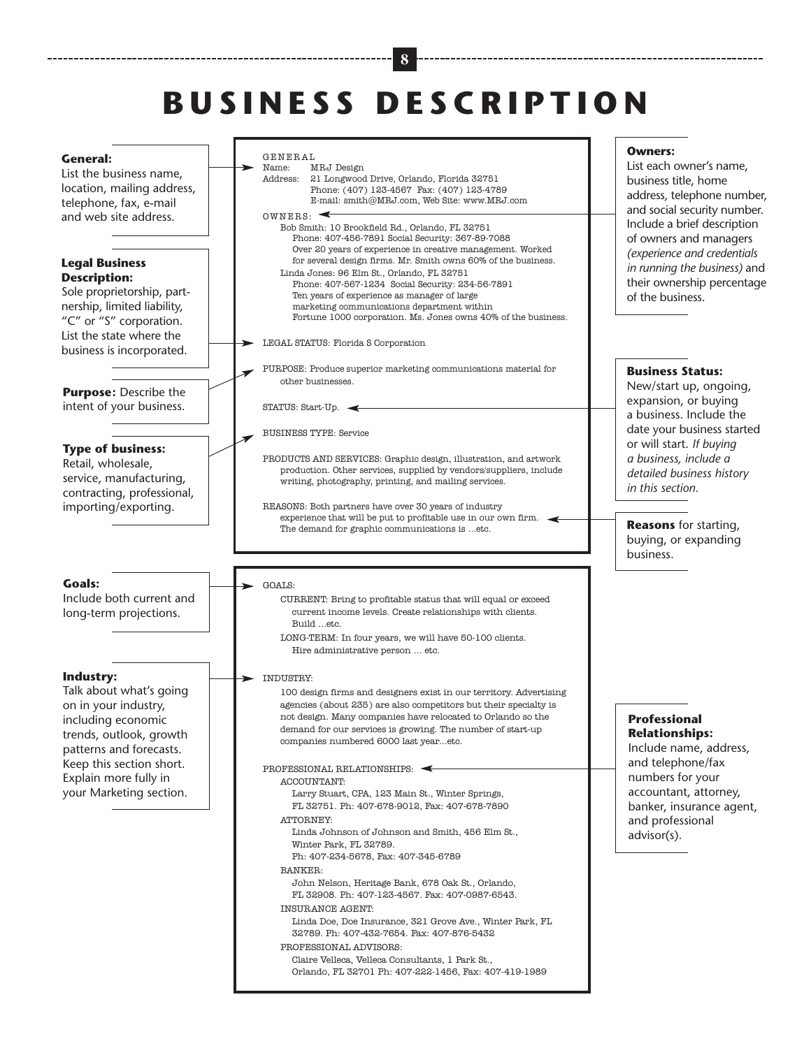# BUSINESS DESCRIPTION

**General:**
List the business name, location, mailing address, telephone, fax, e-mail and web site address.

**Legal Business Description:**
Sole proprietorship, partnership, limited liability, "C" or "S" corporation. List the state where the business is incorporated.

**Purpose:** Describe the intent of your business.

**Type of business:**
Retail, wholesale, service, manufacturing, contracting, professional, importing/exporting.

**Owners:**
List each owner's name, business title, home address, telephone number, and social security number. Include a brief description of owners and managers *(experience and credentials in running the business)* and their ownership percentage of the business.

**Business Status:**
New/start up, ongoing, expansion, or buying a business. Include the date your business started or will start. *If buying a business, include a detailed business history in this section.*

**Reasons** for starting, buying, or expanding business.

---

GENERAL
Name: MRJ Design
Address: 21 Longwood Drive, Orlando, Florida 32751
Phone: (407) 123-4567 Fax: (407) 123-4789
E-mail: smith@MRJ.com, Web Site: www.MRJ.com

OWNERS:
Bob Smith: 10 Brookfield Rd., Orlando, FL 32751
Phone: 407-456-7891 Social Security: 367-89-7088
Over 20 years of experience in creative management. Worked for several design firms. Mr. Smith owns 60% of the business.
Linda Jones: 96 Elm St., Orlando, FL 32751
Phone: 407-567-1234 Social Security: 234-56-7891
Ten years of experience as manager of large marketing communications department within Fortune 1000 corporation. Ms. Jones owns 40% of the business.

LEGAL STATUS: Florida S Corporation

PURPOSE: Produce superior marketing communications material for other businesses.

STATUS: Start-Up.

BUSINESS TYPE: Service

PRODUCTS AND SERVICES: Graphic design, illustration, and artwork production. Other services, supplied by vendors/suppliers, include writing, photography, printing, and mailing services.

REASONS: Both partners have over 30 years of industry experience that will be put to profitable use in our own firm. The demand for graphic communications is ...etc.

---

**Goals:**
Include both current and long-term projections.

**Industry:**
Talk about what's going on in your industry, including economic trends, outlook, growth patterns and forecasts. Keep this section short. Explain more fully in your Marketing section.

**Professional Relationships:**
Include name, address, and telephone/fax numbers for your accountant, attorney, banker, insurance agent, and professional advisor(s).

---

GOALS:
CURRENT: Bring to profitable status that will equal or exceed current income levels. Create relationships with clients. Build ...etc.
LONG-TERM: In four years, we will have 50-100 clients. Hire administrative person ... etc.

INDUSTRY:
100 design firms and designers exist in our territory. Advertising agencies (about 235) are also competitors but their specialty is not design. Many companies have relocated to Orlando so the demand for our services is growing. The number of start-up companies numbered 6000 last year...etc.

PROFESSIONAL RELATIONSHIPS:
ACCOUNTANT:
Larry Stuart, CPA, 123 Main St., Winter Springs, FL 32751. Ph: 407-678-9012, Fax: 407-678-7890
ATTORNEY:
Linda Johnson of Johnson and Smith, 456 Elm St., Winter Park, FL 32789.
Ph: 407-234-5678, Fax: 407-345-6789
BANKER:
John Nelson, Heritage Bank, 678 Oak St., Orlando, FL 32908. Ph: 407-123-4567. Fax: 407-0987-6543.
INSURANCE AGENT:
Linda Doe, Doe Insurance, 321 Grove Ave., Winter Park, FL 32789. Ph: 407-432-7654. Fax: 407-876-5432
PROFESSIONAL ADVISORS:
Claire Velleca, Velleca Consultants, 1 Park St., Orlando, FL 32701 Ph: 407-222-1456, Fax: 407-419-1989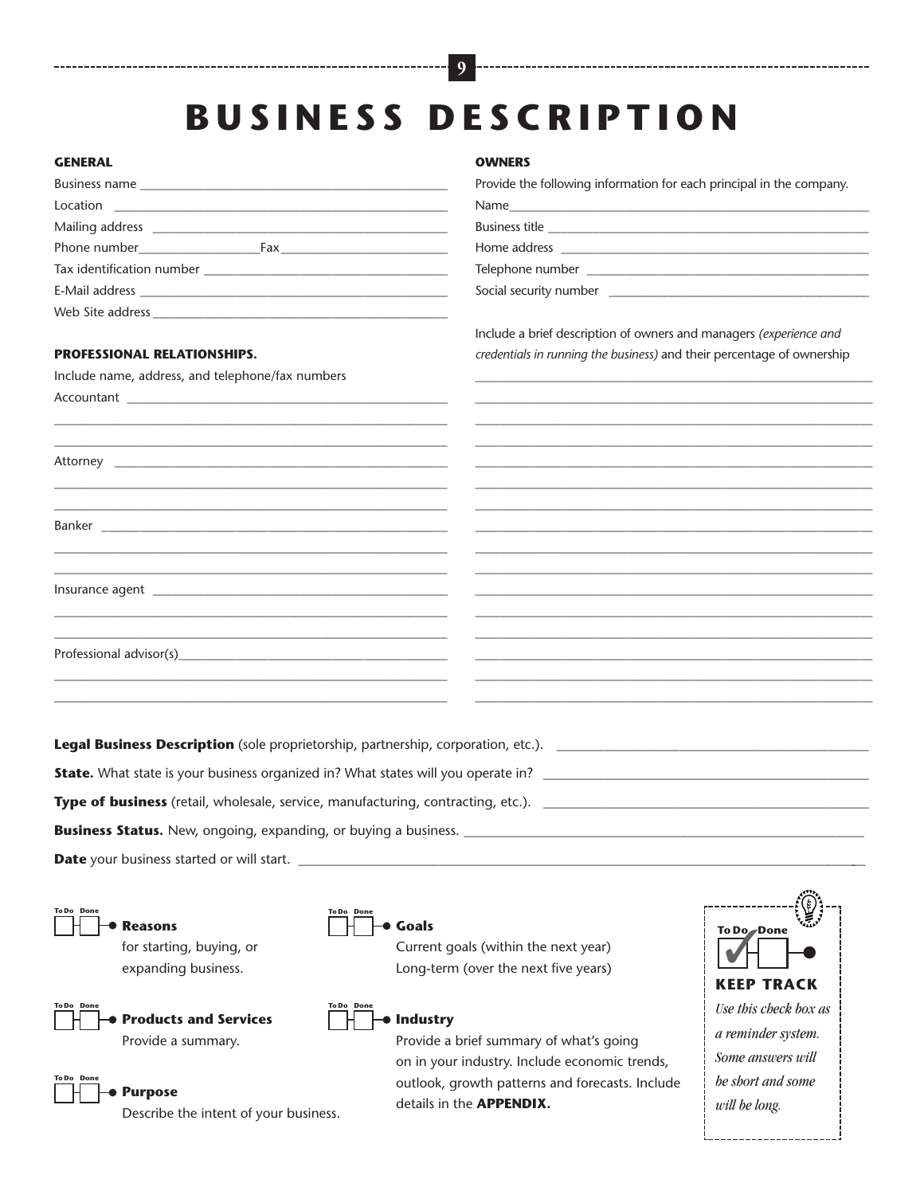# BUSINESS DESCRIPTION

## GENERAL

Business name ___________________________________________

Location ________________________________________________

Mailing address __________________________________________

Phone number__________________Fax_____________________

Tax identification number _________________________________

E-Mail address ___________________________________________

Web Site address _________________________________________

## PROFESSIONAL RELATIONSHIPS.

Include name, address, and telephone/fax numbers

Accountant ______________________________________________

Attorney ________________________________________________

Banker _________________________________________________

Insurance agent __________________________________________

Professional advisor(s)_____________________________________

## OWNERS

Provide the following information for each principal in the company.

Name___________________________________________________

Business title _____________________________________________

Home address ____________________________________________

Telephone number _________________________________________

Social security number _____________________________________

Include a brief description of owners and managers *(experience and credentials in running the business)* and their percentage of ownership

**Legal Business Description** (sole proprietorship, partnership, corporation, etc.). ____________________________

**State.** What state is your business organized in? What states will you operate in? ____________________________

**Type of business** (retail, wholesale, service, manufacturing, contracting, etc.). ____________________________

**Business Status.** New, ongoing, expanding, or buying a business. ____________________________

**Date** your business started or will start. ____________________________

☐ To Do ☐ Done **Reasons**
for starting, buying, or expanding business.

☐ To Do ☐ Done **Products and Services**
Provide a summary.

☐ To Do ☐ Done **Purpose**
Describe the intent of your business.

☐ To Do ☐ Done **Goals**
Current goals (within the next year)
Long-term (over the next five years)

☐ To Do ☐ Done **Industry**
Provide a brief summary of what's going on in your industry. Include economic trends, outlook, growth patterns and forecasts. Include details in the **APPENDIX.**

**KEEP TRACK**

*Use this check box as a reminder system. Some answers will be short and some will be long.*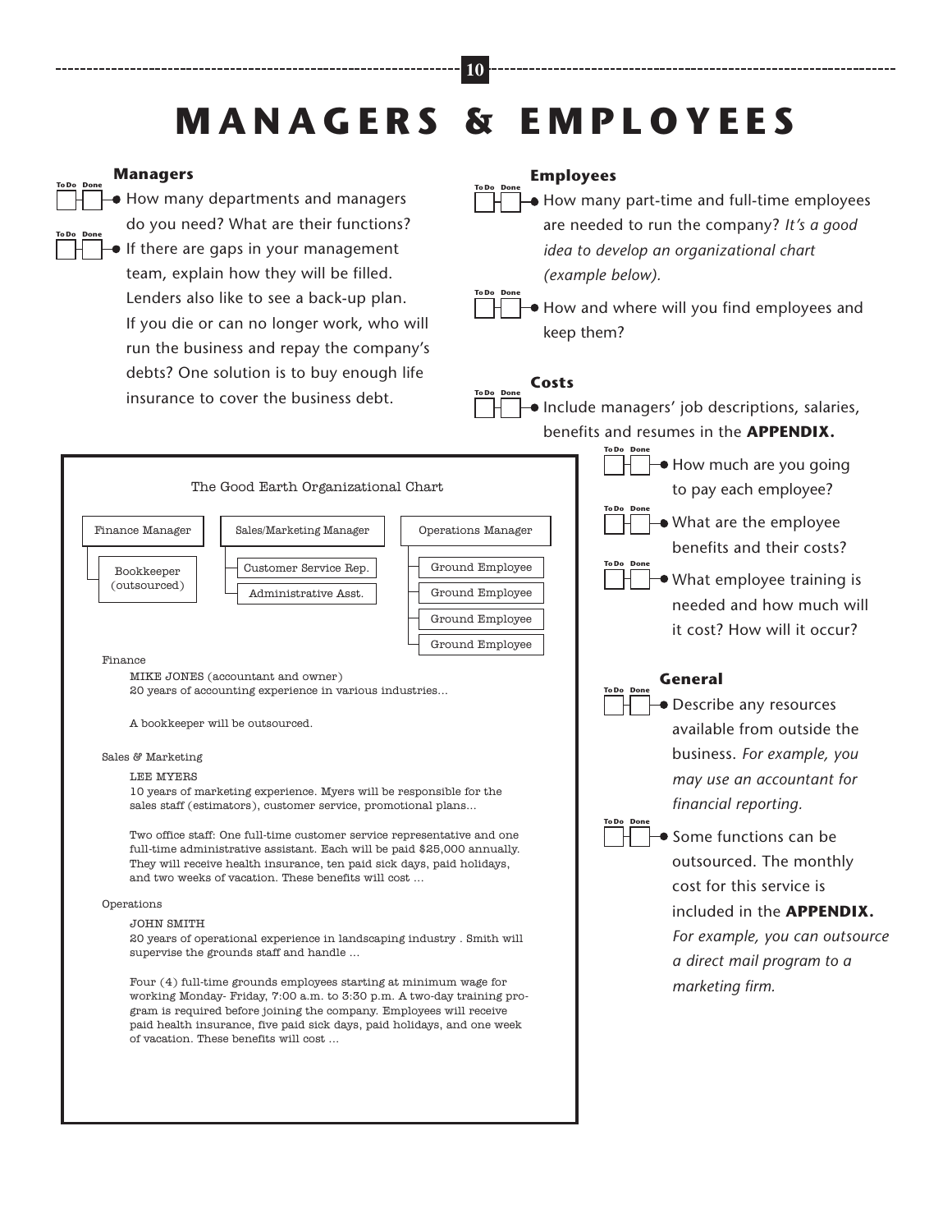# MANAGERS & EMPLOYEES

### Managers

- [ ] How many departments and managers do you need? What are their functions?
- [ ] If there are gaps in your management team, explain how they will be filled. Lenders also like to see a back-up plan. If you die or can no longer work, who will run the business and repay the company's debts? One solution is to buy enough life insurance to cover the business debt.

### Employees

- [ ] How many part-time and full-time employees are needed to run the company? *It's a good idea to develop an organizational chart (example below).*
- [ ] How and where will you find employees and keep them?

### Costs

- [ ] Include managers' job descriptions, salaries, benefits and resumes in the **APPENDIX.**
- [ ] How much are you going to pay each employee?
- [ ] What are the employee benefits and their costs?
- [ ] What employee training is needed and how much will it cost? How will it occur?

### General

- [ ] Describe any resources available from outside the business. *For example, you may use an accountant for financial reporting.*
- [ ] Some functions can be outsourced. The monthly cost for this service is included in the **APPENDIX.** *For example, you can outsource a direct mail program to a marketing firm.*

---

The Good Earth Organizational Chart

- Finance Manager
  - Bookkeeper (outsourced)
- Sales/Marketing Manager
  - Customer Service Rep.
  - Administrative Asst.
- Operations Manager
  - Ground Employee
  - Ground Employee
  - Ground Employee
  - Ground Employee

Finance

MIKE JONES (accountant and owner)
20 years of accounting experience in various industries...

A bookkeeper will be outsourced.

Sales & Marketing

LEE MYERS
10 years of marketing experience. Myers will be responsible for the sales staff (estimators), customer service, promotional plans...

Two office staff: One full-time customer service representative and one full-time administrative assistant. Each will be paid $25,000 annually. They will receive health insurance, ten paid sick days, paid holidays, and two weeks of vacation. These benefits will cost ...

Operations

JOHN SMITH
20 years of operational experience in landscaping industry . Smith will supervise the grounds staff and handle ...

Four (4) full-time grounds employees starting at minimum wage for working Monday- Friday, 7:00 a.m. to 3:30 p.m. A two-day training program is required before joining the company. Employees will receive paid health insurance, five paid sick days, paid holidays, and one week of vacation. These benefits will cost ...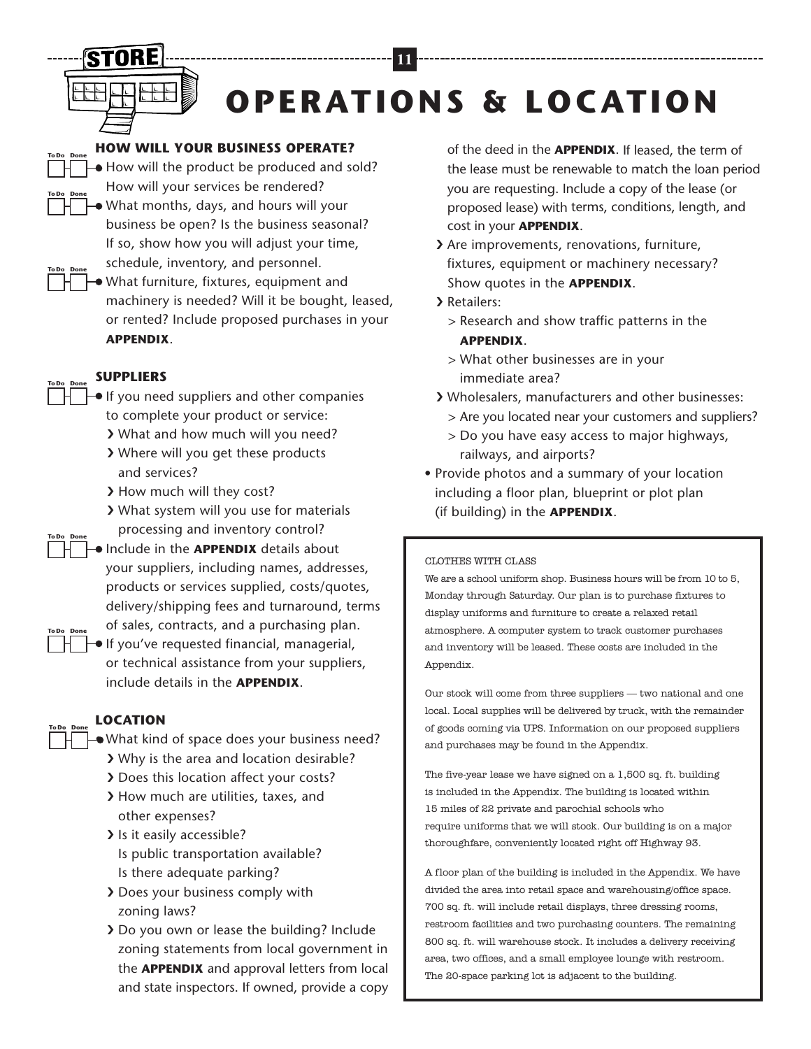# OPERATIONS & LOCATION

### HOW WILL YOUR BUSINESS OPERATE?

- How will the product be produced and sold? How will your services be rendered?
- What months, days, and hours will your business be open? Is the business seasonal? If so, show how you will adjust your time, schedule, inventory, and personnel.
- What furniture, fixtures, equipment and machinery is needed? Will it be bought, leased, or rented? Include proposed purchases in your **APPENDIX**.

### SUPPLIERS

- If you need suppliers and other companies to complete your product or service:
  - What and how much will you need?
  - Where will you get these products and services?
  - How much will they cost?
  - What system will you use for materials processing and inventory control?
- Include in the **APPENDIX** details about your suppliers, including names, addresses, products or services supplied, costs/quotes, delivery/shipping fees and turnaround, terms of sales, contracts, and a purchasing plan.
- If you've requested financial, managerial, or technical assistance from your suppliers, include details in the **APPENDIX**.

### LOCATION

- What kind of space does your business need?
  - Why is the area and location desirable?
  - Does this location affect your costs?
  - How much are utilities, taxes, and other expenses?
  - Is it easily accessible? Is public transportation available? Is there adequate parking?
  - Does your business comply with zoning laws?
  - Do you own or lease the building? Include zoning statements from local government in the **APPENDIX** and approval letters from local and state inspectors. If owned, provide a copy of the deed in the **APPENDIX**. If leased, the term of the lease must be renewable to match the loan period you are requesting. Include a copy of the lease (or proposed lease) with terms, conditions, length, and cost in your **APPENDIX**.
  - Are improvements, renovations, furniture, fixtures, equipment or machinery necessary? Show quotes in the **APPENDIX**.
  - Retailers:
    - Research and show traffic patterns in the **APPENDIX**.
    - What other businesses are in your immediate area?
  - Wholesalers, manufacturers and other businesses:
    - Are you located near your customers and suppliers?
    - Do you have easy access to major highways, railways, and airports?
- Provide photos and a summary of your location including a floor plan, blueprint or plot plan (if building) in the **APPENDIX**.

---

CLOTHES WITH CLASS

We are a school uniform shop. Business hours will be from 10 to 5, Monday through Saturday. Our plan is to purchase fixtures to display uniforms and furniture to create a relaxed retail atmosphere. A computer system to track customer purchases and inventory will be leased. These costs are included in the Appendix.

Our stock will come from three suppliers — two national and one local. Local supplies will be delivered by truck, with the remainder of goods coming via UPS. Information on our proposed suppliers and purchases may be found in the Appendix.

The five-year lease we have signed on a 1,500 sq. ft. building is included in the Appendix. The building is located within 15 miles of 22 private and parochial schools who require uniforms that we will stock. Our building is on a major thoroughfare, conveniently located right off Highway 93.

A floor plan of the building is included in the Appendix. We have divided the area into retail space and warehousing/office space. 700 sq. ft. will include retail displays, three dressing rooms, restroom facilities and two purchasing counters. The remaining 800 sq. ft. will warehouse stock. It includes a delivery receiving area, two offices, and a small employee lounge with restroom. The 20-space parking lot is adjacent to the building.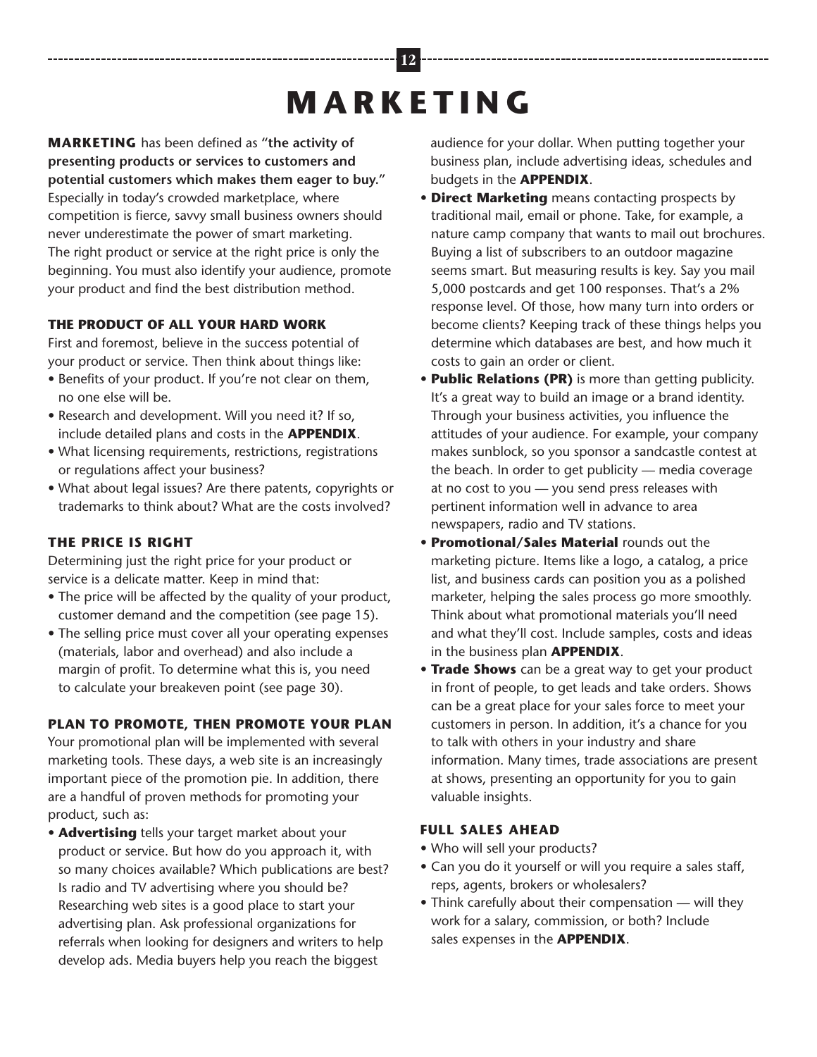# MARKETING

**MARKETING** has been defined as "**the activity of presenting products or services to customers and potential customers which makes them eager to buy.**" Especially in today's crowded marketplace, where competition is fierce, savvy small business owners should never underestimate the power of smart marketing. The right product or service at the right price is only the beginning. You must also identify your audience, promote your product and find the best distribution method.

### THE PRODUCT OF ALL YOUR HARD WORK

First and foremost, believe in the success potential of your product or service. Then think about things like:

- Benefits of your product. If you're not clear on them, no one else will be.
- Research and development. Will you need it? If so, include detailed plans and costs in the **APPENDIX**.
- What licensing requirements, restrictions, registrations or regulations affect your business?
- What about legal issues? Are there patents, copyrights or trademarks to think about? What are the costs involved?

### THE PRICE IS RIGHT

Determining just the right price for your product or service is a delicate matter. Keep in mind that:

- The price will be affected by the quality of your product, customer demand and the competition (see page 15).
- The selling price must cover all your operating expenses (materials, labor and overhead) and also include a margin of profit. To determine what this is, you need to calculate your breakeven point (see page 30).

### PLAN TO PROMOTE, THEN PROMOTE YOUR PLAN

Your promotional plan will be implemented with several marketing tools. These days, a web site is an increasingly important piece of the promotion pie. In addition, there are a handful of proven methods for promoting your product, such as:

- **Advertising** tells your target market about your product or service. But how do you approach it, with so many choices available? Which publications are best? Is radio and TV advertising where you should be? Researching web sites is a good place to start your advertising plan. Ask professional organizations for referrals when looking for designers and writers to help develop ads. Media buyers help you reach the biggest audience for your dollar. When putting together your business plan, include advertising ideas, schedules and budgets in the **APPENDIX**.
- **Direct Marketing** means contacting prospects by traditional mail, email or phone. Take, for example, a nature camp company that wants to mail out brochures. Buying a list of subscribers to an outdoor magazine seems smart. But measuring results is key. Say you mail 5,000 postcards and get 100 responses. That's a 2% response level. Of those, how many turn into orders or become clients? Keeping track of these things helps you determine which databases are best, and how much it costs to gain an order or client.
- **Public Relations (PR)** is more than getting publicity. It's a great way to build an image or a brand identity. Through your business activities, you influence the attitudes of your audience. For example, your company makes sunblock, so you sponsor a sandcastle contest at the beach. In order to get publicity — media coverage at no cost to you — you send press releases with pertinent information well in advance to area newspapers, radio and TV stations.
- **Promotional/Sales Material** rounds out the marketing picture. Items like a logo, a catalog, a price list, and business cards can position you as a polished marketer, helping the sales process go more smoothly. Think about what promotional materials you'll need and what they'll cost. Include samples, costs and ideas in the business plan **APPENDIX**.
- **Trade Shows** can be a great way to get your product in front of people, to get leads and take orders. Shows can be a great place for your sales force to meet your customers in person. In addition, it's a chance for you to talk with others in your industry and share information. Many times, trade associations are present at shows, presenting an opportunity for you to gain valuable insights.

### FULL SALES AHEAD

- Who will sell your products?
- Can you do it yourself or will you require a sales staff, reps, agents, brokers or wholesalers?
- Think carefully about their compensation — will they work for a salary, commission, or both? Include sales expenses in the **APPENDIX**.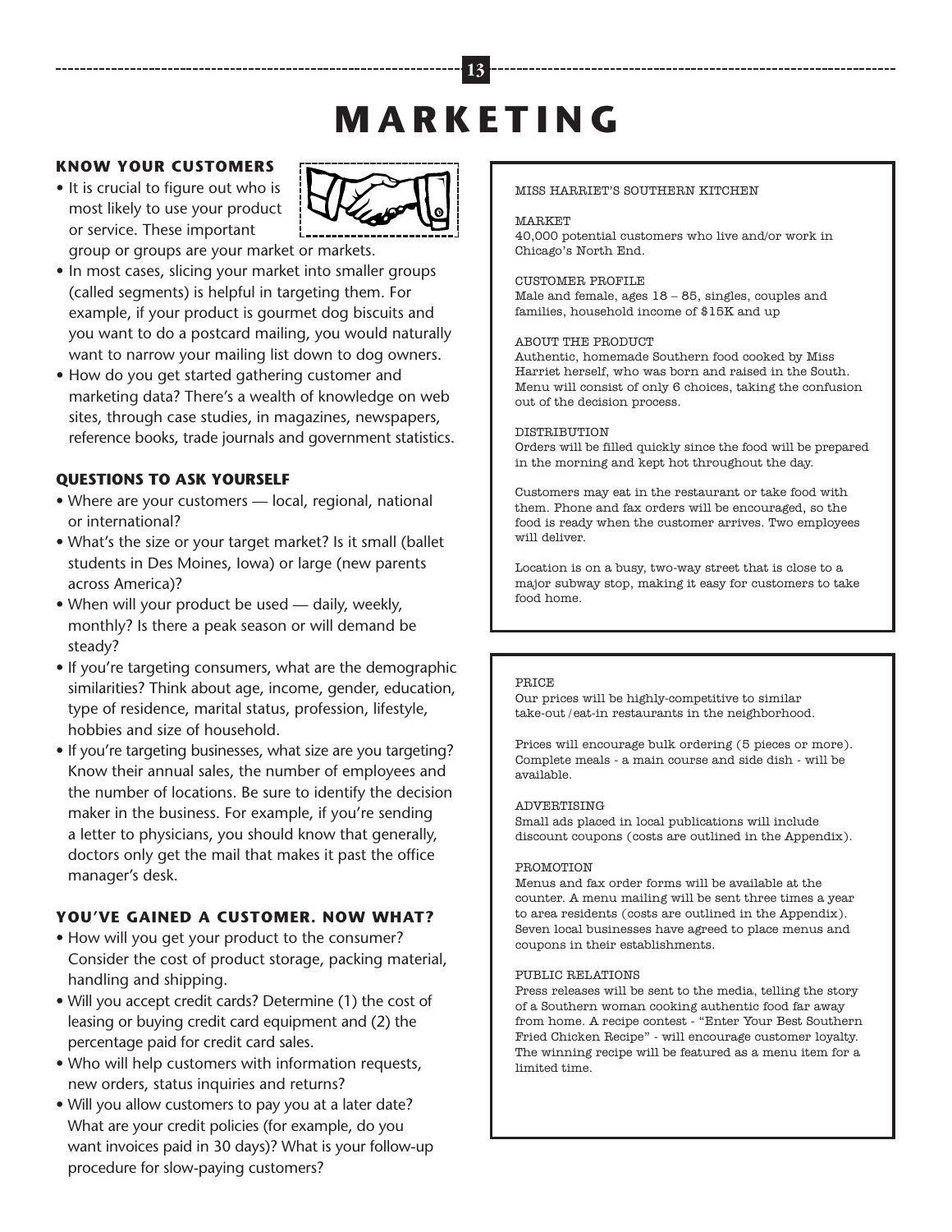# MARKETING

### KNOW YOUR CUSTOMERS

- It is crucial to figure out who is most likely to use your product or service. These important group or groups are your market or markets.
- In most cases, slicing your market into smaller groups (called segments) is helpful in targeting them. For example, if your product is gourmet dog biscuits and you want to do a postcard mailing, you would naturally want to narrow your mailing list down to dog owners.
- How do you get started gathering customer and marketing data? There's a wealth of knowledge on web sites, through case studies, in magazines, newspapers, reference books, trade journals and government statistics.

### QUESTIONS TO ASK YOURSELF

- Where are your customers — local, regional, national or international?
- What's the size or your target market? Is it small (ballet students in Des Moines, Iowa) or large (new parents across America)?
- When will your product be used — daily, weekly, monthly? Is there a peak season or will demand be steady?
- If you're targeting consumers, what are the demographic similarities? Think about age, income, gender, education, type of residence, marital status, profession, lifestyle, hobbies and size of household.
- If you're targeting businesses, what size are you targeting? Know their annual sales, the number of employees and the number of locations. Be sure to identify the decision maker in the business. For example, if you're sending a letter to physicians, you should know that generally, doctors only get the mail that makes it past the office manager's desk.

### YOU'VE GAINED A CUSTOMER. NOW WHAT?

- How will you get your product to the consumer? Consider the cost of product storage, packing material, handling and shipping.
- Will you accept credit cards? Determine (1) the cost of leasing or buying credit card equipment and (2) the percentage paid for credit card sales.
- Who will help customers with information requests, new orders, status inquiries and returns?
- Will you allow customers to pay you at a later date? What are your credit policies (for example, do you want invoices paid in 30 days)? What is your follow-up procedure for slow-paying customers?

---

MISS HARRIET'S SOUTHERN KITCHEN

MARKET
40,000 potential customers who live and/or work in Chicago's North End.

CUSTOMER PROFILE
Male and female, ages 18 – 85, singles, couples and families, household income of $15K and up

ABOUT THE PRODUCT
Authentic, homemade Southern food cooked by Miss Harriet herself, who was born and raised in the South. Menu will consist of only 6 choices, taking the confusion out of the decision process.

DISTRIBUTION
Orders will be filled quickly since the food will be prepared in the morning and kept hot throughout the day.

Customers may eat in the restaurant or take food with them. Phone and fax orders will be encouraged, so the food is ready when the customer arrives. Two employees will deliver.

Location is on a busy, two-way street that is close to a major subway stop, making it easy for customers to take food home.

---

PRICE
Our prices will be highly-competitive to similar take-out/eat-in restaurants in the neighborhood.

Prices will encourage bulk ordering (5 pieces or more). Complete meals - a main course and side dish - will be available.

ADVERTISING
Small ads placed in local publications will include discount coupons (costs are outlined in the Appendix).

PROMOTION
Menus and fax order forms will be available at the counter. A menu mailing will be sent three times a year to area residents (costs are outlined in the Appendix). Seven local businesses have agreed to place menus and coupons in their establishments.

PUBLIC RELATIONS
Press releases will be sent to the media, telling the story of a Southern woman cooking authentic food far away from home. A recipe contest - "Enter Your Best Southern Fried Chicken Recipe" - will encourage customer loyalty. The winning recipe will be featured as a menu item for a limited time.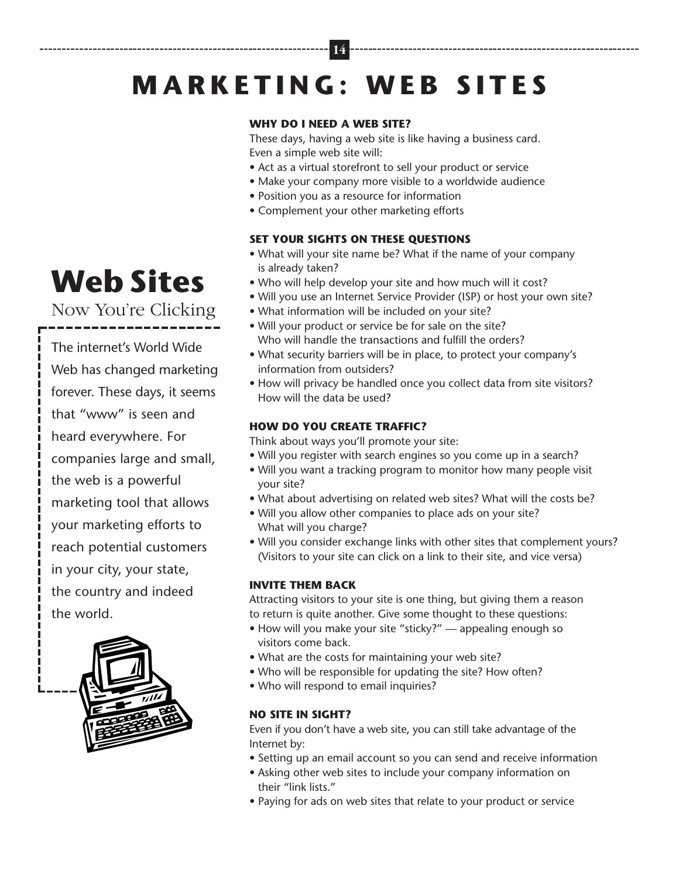# MARKETING: WEB SITES

## Web Sites

Now You're Clicking

The internet's World Wide Web has changed marketing forever. These days, it seems that "www" is seen and heard everywhere. For companies large and small, the web is a powerful marketing tool that allows your marketing efforts to reach potential customers in your city, your state, the country and indeed the world.

### WHY DO I NEED A WEB SITE?

These days, having a web site is like having a business card. Even a simple web site will:

- Act as a virtual storefront to sell your product or service
- Make your company more visible to a worldwide audience
- Position you as a resource for information
- Complement your other marketing efforts

### SET YOUR SIGHTS ON THESE QUESTIONS

- What will your site name be? What if the name of your company is already taken?
- Who will help develop your site and how much will it cost?
- Will you use an Internet Service Provider (ISP) or host your own site?
- What information will be included on your site?
- Will your product or service be for sale on the site? Who will handle the transactions and fulfill the orders?
- What security barriers will be in place, to protect your company's information from outsiders?
- How will privacy be handled once you collect data from site visitors? How will the data be used?

### HOW DO YOU CREATE TRAFFIC?

Think about ways you'll promote your site:

- Will you register with search engines so you come up in a search?
- Will you want a tracking program to monitor how many people visit your site?
- What about advertising on related web sites? What will the costs be?
- Will you allow other companies to place ads on your site? What will you charge?
- Will you consider exchange links with other sites that complement yours? (Visitors to your site can click on a link to their site, and vice versa)

### INVITE THEM BACK

Attracting visitors to your site is one thing, but giving them a reason to return is quite another. Give some thought to these questions:

- How will you make your site "sticky?" — appealing enough so visitors come back.
- What are the costs for maintaining your web site?
- Who will be responsible for updating the site? How often?
- Who will respond to email inquiries?

### NO SITE IN SIGHT?

Even if you don't have a web site, you can still take advantage of the Internet by:

- Setting up an email account so you can send and receive information
- Asking other web sites to include your company information on their "link lists."
- Paying for ads on web sites that relate to your product or service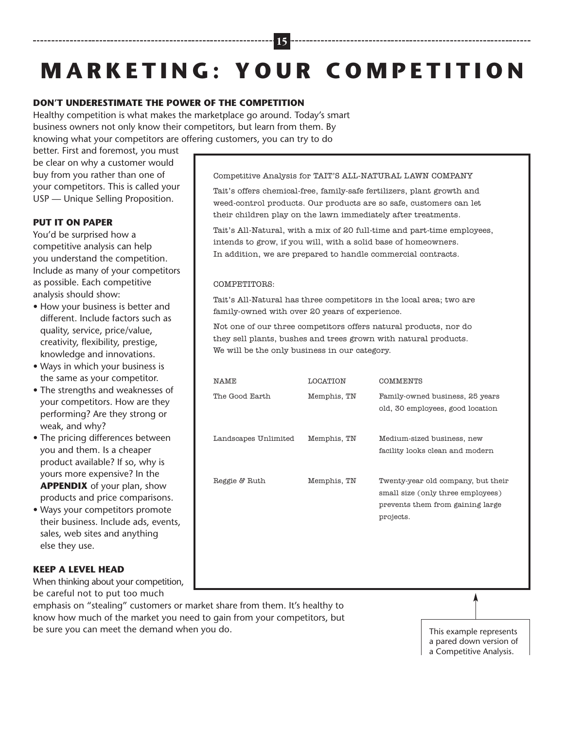# MARKETING: YOUR COMPETITION

### DON'T UNDERESTIMATE THE POWER OF THE COMPETITION

Healthy competition is what makes the marketplace go around. Today's smart business owners not only know their competitors, but learn from them. By knowing what your competitors are offering customers, you can try to do better. First and foremost, you must be clear on why a customer would buy from you rather than one of your competitors. This is called your USP — Unique Selling Proposition.

### PUT IT ON PAPER

You'd be surprised how a competitive analysis can help you understand the competition. Include as many of your competitors as possible. Each competitive analysis should show:

- How your business is better and different. Include factors such as quality, service, price/value, creativity, flexibility, prestige, knowledge and innovations.
- Ways in which your business is the same as your competitor.
- The strengths and weaknesses of your competitors. How are they performing? Are they strong or weak, and why?
- The pricing differences between you and them. Is a cheaper product available? If so, why is yours more expensive? In the **APPENDIX** of your plan, show products and price comparisons.
- Ways your competitors promote their business. Include ads, events, sales, web sites and anything else they use.

### KEEP A LEVEL HEAD

When thinking about your competition, be careful not to put too much emphasis on "stealing" customers or market share from them. It's healthy to know how much of the market you need to gain from your competitors, but be sure you can meet the demand when you do.

---

Competitive Analysis for TAIT'S ALL-NATURAL LAWN COMPANY

Tait's offers chemical-free, family-safe fertilizers, plant growth and weed-control products. Our products are so safe, customers can let their children play on the lawn immediately after treatments.

Tait's All-Natural, with a mix of 20 full-time and part-time employees, intends to grow, if you will, with a solid base of homeowners. In addition, we are prepared to handle commercial contracts.

COMPETITORS:

Tait's All-Natural has three competitors in the local area; two are family-owned with over 20 years of experience.

Not one of our three competitors offers natural products, nor do they sell plants, bushes and trees grown with natural products. We will be the only business in our category.

| NAME | LOCATION | COMMENTS |
|---|---|---|
| The Good Earth | Memphis, TN | Family-owned business, 25 years old, 30 employees, good location |
| Landscapes Unlimited | Memphis, TN | Medium-sized business, new facility looks clean and modern |
| Reggie & Ruth | Memphis, TN | Twenty-year old company, but their small size (only three employees) prevents them from gaining large projects. |

---

This example represents a pared down version of a Competitive Analysis.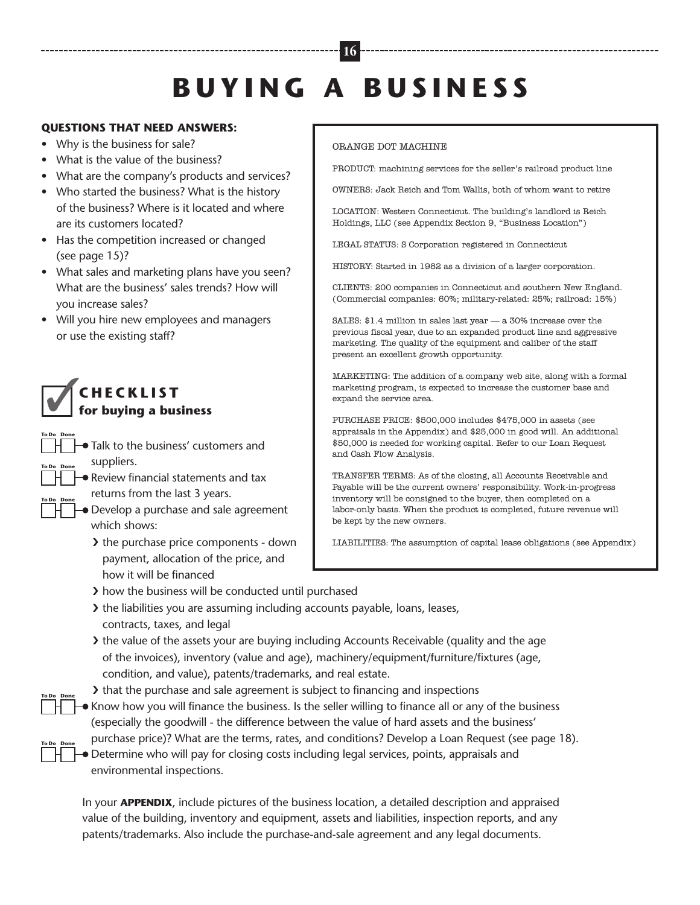# BUYING A BUSINESS

**QUESTIONS THAT NEED ANSWERS:**

- Why is the business for sale?
- What is the value of the business?
- What are the company's products and services?
- Who started the business? What is the history of the business? Where is it located and where are its customers located?
- Has the competition increased or changed (see page 15)?
- What sales and marketing plans have you seen? What are the business' sales trends? How will you increase sales?
- Will you hire new employees and managers or use the existing staff?

> ORANGE DOT MACHINE
>
> PRODUCT: machining services for the seller's railroad product line
>
> OWNERS: Jack Reich and Tom Wallis, both of whom want to retire
>
> LOCATION: Western Connecticut. The building's landlord is Reich Holdings, LLC (see Appendix Section 9, "Business Location")
>
> LEGAL STATUS: S Corporation registered in Connecticut
>
> HISTORY: Started in 1982 as a division of a larger corporation.
>
> CLIENTS: 200 companies in Connecticut and southern New England. (Commercial companies: 60%; military-related: 25%; railroad: 15%)
>
> SALES: $1.4 million in sales last year — a 30% increase over the previous fiscal year, due to an expanded product line and aggressive marketing. The quality of the equipment and caliber of the staff present an excellent growth opportunity.
>
> MARKETING: The addition of a company web site, along with a formal marketing program, is expected to increase the customer base and expand the service area.
>
> PURCHASE PRICE: $500,000 includes $475,000 in assets (see appraisals in the Appendix) and $25,000 in good will. An additional $50,000 is needed for working capital. Refer to our Loan Request and Cash Flow Analysis.
>
> TRANSFER TERMS: As of the closing, all Accounts Receivable and Payable will be the current owners' responsibility. Work-in-progress inventory will be consigned to the buyer, then completed on a labor-only basis. When the product is completed, future revenue will be kept by the new owners.
>
> LIABILITIES: The assumption of capital lease obligations (see Appendix)

## ✓ CHECKLIST for buying a business

To Do / Done

- [ ] [ ] Talk to the business' customers and suppliers.
- [ ] [ ] Review financial statements and tax returns from the last 3 years.
- [ ] [ ] Develop a purchase and sale agreement which shows:
  - the purchase price components - down payment, allocation of the price, and how it will be financed
  - how the business will be conducted until purchased
  - the liabilities you are assuming including accounts payable, loans, leases, contracts, taxes, and legal
  - the value of the assets your are buying including Accounts Receivable (quality and the age of the invoices), inventory (value and age), machinery/equipment/furniture/fixtures (age, condition, and value), patents/trademarks, and real estate.
  - that the purchase and sale agreement is subject to financing and inspections
- [ ] [ ] Know how you will finance the business. Is the seller willing to finance all or any of the business (especially the goodwill - the difference between the value of hard assets and the business' purchase price)? What are the terms, rates, and conditions? Develop a Loan Request (see page 18).
- [ ] [ ] Determine who will pay for closing costs including legal services, points, appraisals and environmental inspections.

In your **APPENDIX**, include pictures of the business location, a detailed description and appraised value of the building, inventory and equipment, assets and liabilities, inspection reports, and any patents/trademarks. Also include the purchase-and-sale agreement and any legal documents.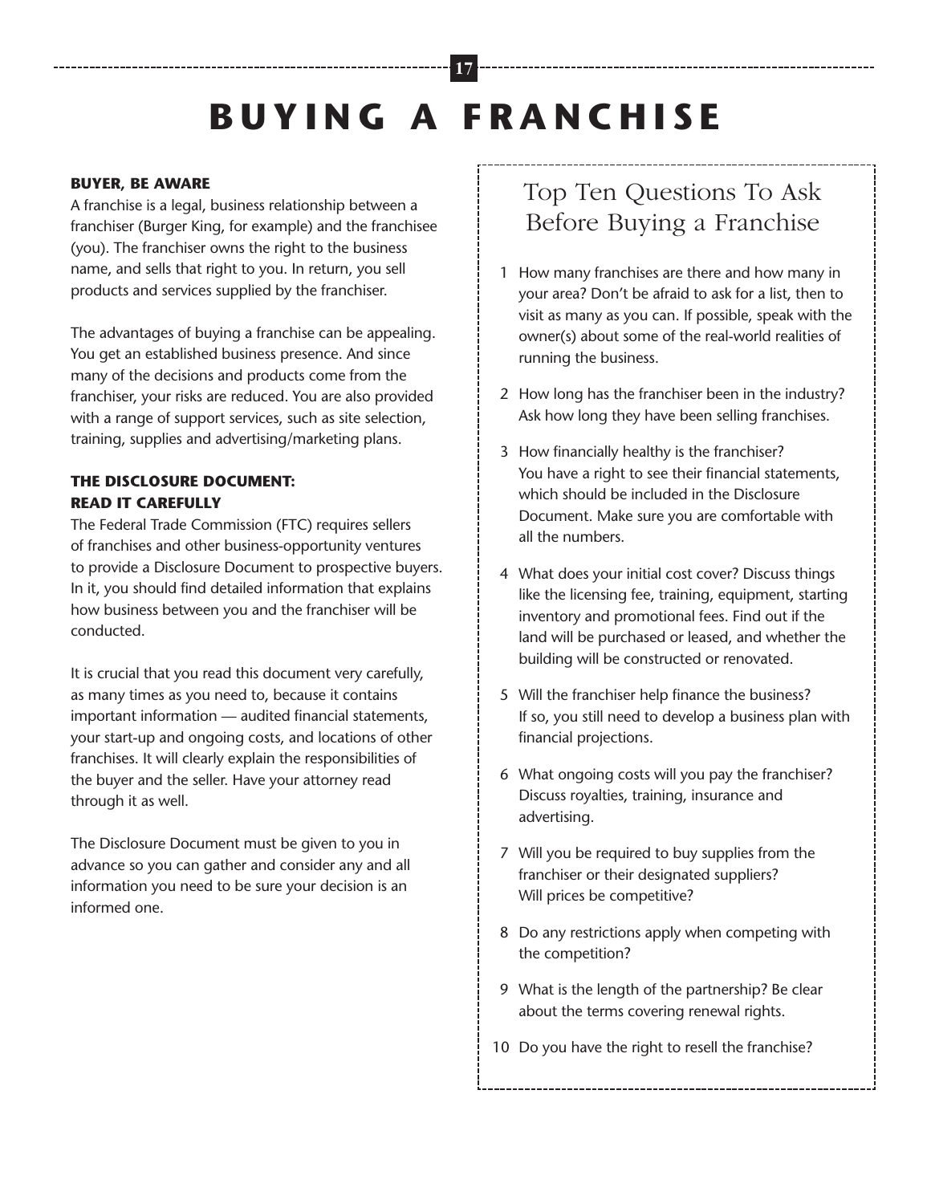# BUYING A FRANCHISE

### BUYER, BE AWARE

A franchise is a legal, business relationship between a franchiser (Burger King, for example) and the franchisee (you). The franchiser owns the right to the business name, and sells that right to you. In return, you sell products and services supplied by the franchiser.

The advantages of buying a franchise can be appealing. You get an established business presence. And since many of the decisions and products come from the franchiser, your risks are reduced. You are also provided with a range of support services, such as site selection, training, supplies and advertising/marketing plans.

### THE DISCLOSURE DOCUMENT: READ IT CAREFULLY

The Federal Trade Commission (FTC) requires sellers of franchises and other business-opportunity ventures to provide a Disclosure Document to prospective buyers. In it, you should find detailed information that explains how business between you and the franchiser will be conducted.

It is crucial that you read this document very carefully, as many times as you need to, because it contains important information — audited financial statements, your start-up and ongoing costs, and locations of other franchises. It will clearly explain the responsibilities of the buyer and the seller. Have your attorney read through it as well.

The Disclosure Document must be given to you in advance so you can gather and consider any and all information you need to be sure your decision is an informed one.

## Top Ten Questions To Ask Before Buying a Franchise

1. How many franchises are there and how many in your area? Don't be afraid to ask for a list, then to visit as many as you can. If possible, speak with the owner(s) about some of the real-world realities of running the business.
2. How long has the franchiser been in the industry? Ask how long they have been selling franchises.
3. How financially healthy is the franchiser? You have a right to see their financial statements, which should be included in the Disclosure Document. Make sure you are comfortable with all the numbers.
4. What does your initial cost cover? Discuss things like the licensing fee, training, equipment, starting inventory and promotional fees. Find out if the land will be purchased or leased, and whether the building will be constructed or renovated.
5. Will the franchiser help finance the business? If so, you still need to develop a business plan with financial projections.
6. What ongoing costs will you pay the franchiser? Discuss royalties, training, insurance and advertising.
7. Will you be required to buy supplies from the franchiser or their designated suppliers? Will prices be competitive?
8. Do any restrictions apply when competing with the competition?
9. What is the length of the partnership? Be clear about the terms covering renewal rights.
10. Do you have the right to resell the franchise?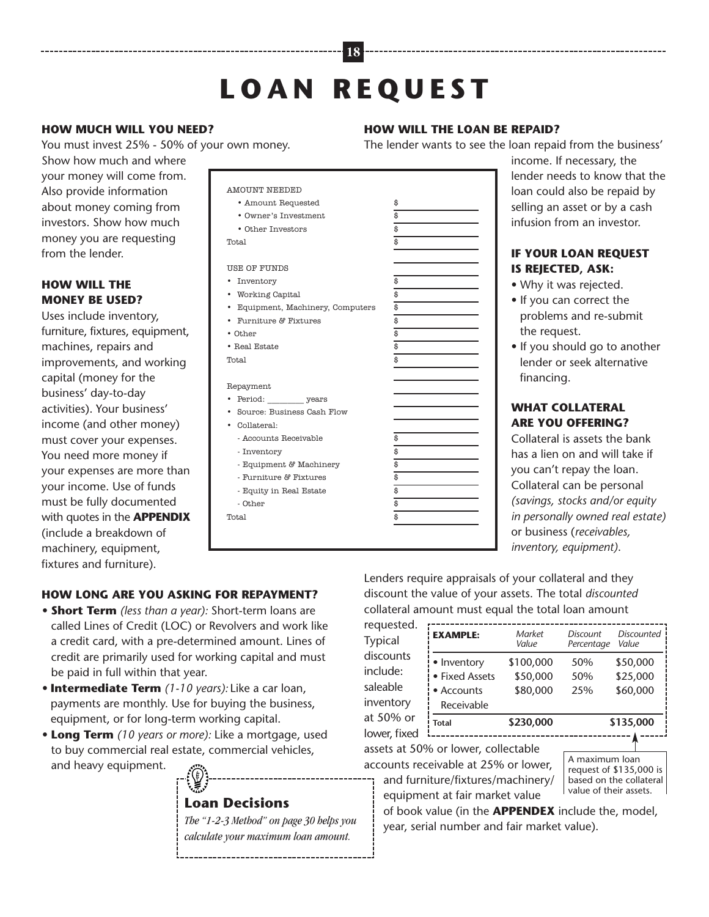# LOAN REQUEST

### HOW MUCH WILL YOU NEED?

You must invest 25% - 50% of your own money. Show how much and where your money will come from. Also provide information about money coming from investors. Show how much money you are requesting from the lender.

### HOW WILL THE MONEY BE USED?

Uses include inventory, furniture, fixtures, equipment, machines, repairs and improvements, and working capital (money for the business' day-to-day activities). Your business' income (and other money) must cover your expenses. You need more money if your expenses are more than your income. Use of funds must be fully documented with quotes in the **APPENDIX** (include a breakdown of machinery, equipment, fixtures and furniture).

| AMOUNT NEEDED | |
|---|---|
| • Amount Requested | $ |
| • Owner's Investment | $ |
| • Other Investors | $ |
| Total | $ |
| | |
| USE OF FUNDS | |
| • Inventory | $ |
| • Working Capital | $ |
| • Equipment, Machinery, Computers | $ |
| • Furniture & Fixtures | $ |
| • Other | $ |
| • Real Estate | $ |
| Total | $ |
| | |
| Repayment | |
| • Period: ________ years | |
| • Source: Business Cash Flow | |
| • Collateral: | |
| - Accounts Receivable | $ |
| - Inventory | $ |
| - Equipment & Machinery | $ |
| - Furniture & Fixtures | $ |
| - Equity in Real Estate | $ |
| - Other | $ |
| Total | $ |

### HOW WILL THE LOAN BE REPAID?

The lender wants to see the loan repaid from the business' income. If necessary, the lender needs to know that the loan could also be repaid by selling an asset or by a cash infusion from an investor.

### IF YOUR LOAN REQUEST IS REJECTED, ASK:

- Why it was rejected.
- If you can correct the problems and re-submit the request.
- If you should go to another lender or seek alternative financing.

### WHAT COLLATERAL ARE YOU OFFERING?

Collateral is assets the bank has a lien on and will take if you can't repay the loan. Collateral can be personal *(savings, stocks and/or equity in personally owned real estate)* or business (*receivables, inventory, equipment)*.

Lenders require appraisals of your collateral and they discount the value of your assets. The total *discounted* collateral amount must equal the total loan amount requested. Typical discounts include: saleable inventory at 50% or lower, fixed assets at 50% or lower, collectable accounts receivable at 25% or lower, and furniture/fixtures/machinery/equipment at fair market value of book value (in the **APPENDEX** include the, model, year, serial number and fair market value).

| **EXAMPLE:** | *Market Value* | *Discount Percentage* | *Discounted Value* |
|---|---|---|---|
| • Inventory | $100,000 | 50% | $50,000 |
| • Fixed Assets | $50,000 | 50% | $25,000 |
| • Accounts Receivable | $80,000 | 25% | $60,000 |
| **Total** | **$230,000** | | **$135,000** |

A maximum loan request of $135,000 is based on the collateral value of their assets.

### HOW LONG ARE YOU ASKING FOR REPAYMENT?

- **Short Term** *(less than a year):* Short-term loans are called Lines of Credit (LOC) or Revolvers and work like a credit card, with a pre-determined amount. Lines of credit are primarily used for working capital and must be paid in full within that year.
- **Intermediate Term** *(1-10 years):* Like a car loan, payments are monthly. Use for buying the business, equipment, or for long-term working capital.
- **Long Term** *(10 years or more):* Like a mortgage, used to buy commercial real estate, commercial vehicles, and heavy equipment.

**Loan Decisions**

*The "1-2-3 Method" on page 30 helps you calculate your maximum loan amount.*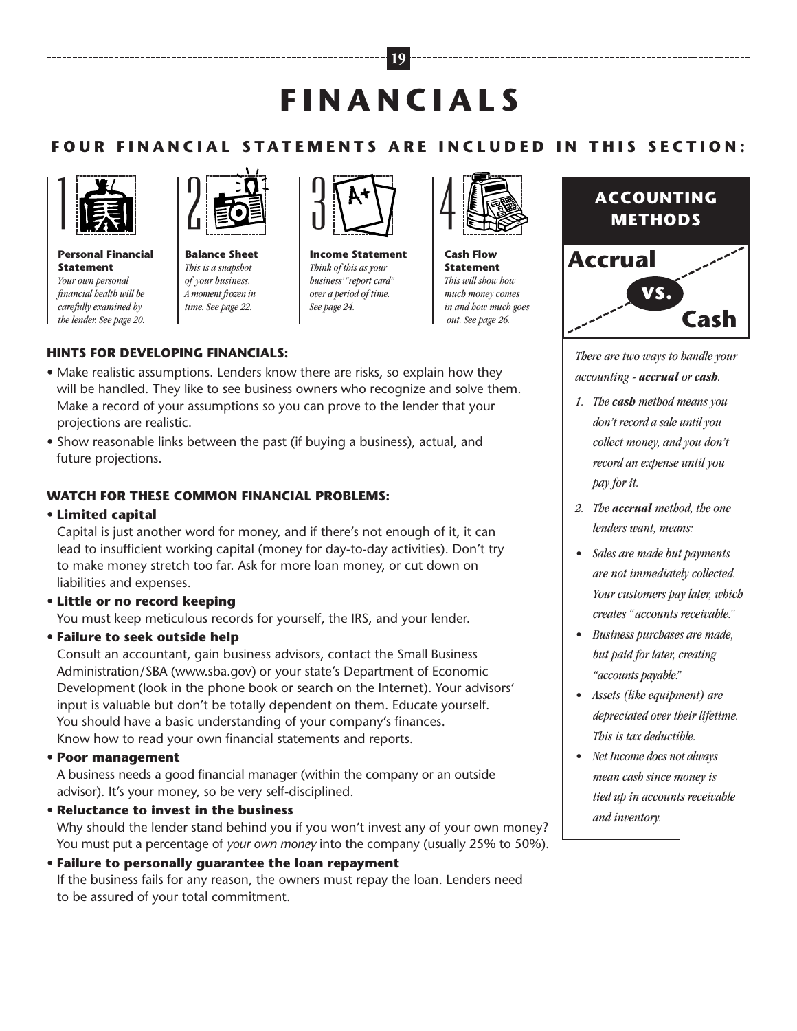# FINANCIALS

## FOUR FINANCIAL STATEMENTS ARE INCLUDED IN THIS SECTION:

1. **Personal Financial Statement**
   *Your own personal financial health will be carefully examined by the lender. See page 20.*

2. **Balance Sheet**
   *This is a snapshot of your business. A moment frozen in time. See page 22.*

3. **Income Statement**
   *Think of this as your business' "report card" over a period of time. See page 24.*

4. **Cash Flow Statement**
   *This will show how much money comes in and how much goes out. See page 26.*

### HINTS FOR DEVELOPING FINANCIALS:

- Make realistic assumptions. Lenders know there are risks, so explain how they will be handled. They like to see business owners who recognize and solve them. Make a record of your assumptions so you can prove to the lender that your projections are realistic.
- Show reasonable links between the past (if buying a business), actual, and future projections.

### WATCH FOR THESE COMMON FINANCIAL PROBLEMS:

- **Limited capital**
  Capital is just another word for money, and if there's not enough of it, it can lead to insufficient working capital (money for day-to-day activities). Don't try to make money stretch too far. Ask for more loan money, or cut down on liabilities and expenses.
- **Little or no record keeping**
  You must keep meticulous records for yourself, the IRS, and your lender.
- **Failure to seek outside help**
  Consult an accountant, gain business advisors, contact the Small Business Administration/SBA (www.sba.gov) or your state's Department of Economic Development (look in the phone book or search on the Internet). Your advisors' input is valuable but don't be totally dependent on them. Educate yourself. You should have a basic understanding of your company's finances. Know how to read your own financial statements and reports.
- **Poor management**
  A business needs a good financial manager (within the company or an outside advisor). It's your money, so be very self-disciplined.
- **Reluctance to invest in the business**
  Why should the lender stand behind you if you won't invest any of your own money? You must put a percentage of *your own money* into the company (usually 25% to 50%).
- **Failure to personally guarantee the loan repayment**
  If the business fails for any reason, the owners must repay the loan. Lenders need to be assured of your total commitment.

## ACCOUNTING METHODS

**Accrual vs. Cash**

*There are two ways to handle your accounting - **accrual** or **cash**.*

1. *The **cash** method means you don't record a sale until you collect money, and you don't record an expense until you pay for it.*
2. *The **accrual** method, the one lenders want, means:*

- *Sales are made but payments are not immediately collected. Your customers pay later, which creates "accounts receivable."*
- *Business purchases are made, but paid for later, creating "accounts payable."*
- *Assets (like equipment) are depreciated over their lifetime. This is tax deductible.*
- *Net Income does not always mean cash since money is tied up in accounts receivable and inventory.*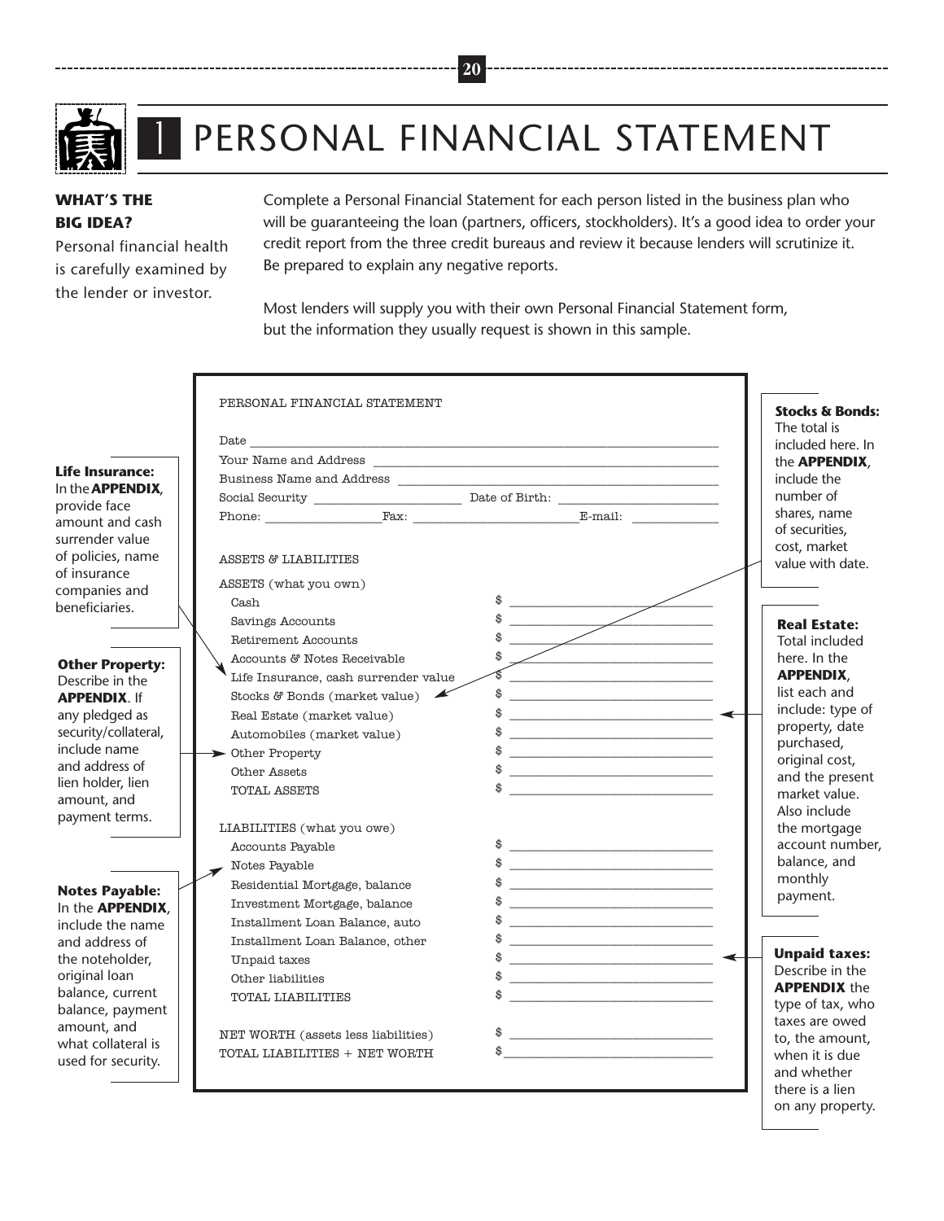# 1 PERSONAL FINANCIAL STATEMENT

**WHAT'S THE BIG IDEA?**

Personal financial health is carefully examined by the lender or investor.

Complete a Personal Financial Statement for each person listed in the business plan who will be guaranteeing the loan (partners, officers, stockholders). It's a good idea to order your credit report from the three credit bureaus and review it because lenders will scrutinize it. Be prepared to explain any negative reports.

Most lenders will supply you with their own Personal Financial Statement form, but the information they usually request is shown in this sample.

PERSONAL FINANCIAL STATEMENT

Date ______________________________

Your Name and Address ______________________________

Business Name and Address ______________________________

Social Security ____________ Date of Birth: ____________

Phone: ____________ Fax: ____________ E-mail: ____________

ASSETS & LIABILITIES

ASSETS (what you own)

| | |
|---|---|
| Cash | $ ________ |
| Savings Accounts | $ ________ |
| Retirement Accounts | $ ________ |
| Accounts & Notes Receivable | $ ________ |
| Life Insurance, cash surrender value | $ ________ |
| Stocks & Bonds (market value) | $ ________ |
| Real Estate (market value) | $ ________ |
| Automobiles (market value) | $ ________ |
| Other Property | $ ________ |
| Other Assets | $ ________ |
| TOTAL ASSETS | $ ________ |

LIABILITIES (what you owe)

| | |
|---|---|
| Accounts Payable | $ ________ |
| Notes Payable | $ ________ |
| Residential Mortgage, balance | $ ________ |
| Investment Mortgage, balance | $ ________ |
| Installment Loan Balance, auto | $ ________ |
| Installment Loan Balance, other | $ ________ |
| Unpaid taxes | $ ________ |
| Other liabilities | $ ________ |
| TOTAL LIABILITIES | $ ________ |
| | |
| NET WORTH (assets less liabilities) | $ ________ |
| TOTAL LIABILITIES + NET WORTH | $ ________ |

**Life Insurance:** In the **APPENDIX**, provide face amount and cash surrender value of policies, name of insurance companies and beneficiaries.

**Other Property:** Describe in the **APPENDIX**. If any pledged as security/collateral, include name and address of lien holder, lien amount, and payment terms.

**Notes Payable:** In the **APPENDIX**, include the name and address of the noteholder, original loan balance, current balance, payment amount, and what collateral is used for security.

**Stocks & Bonds:** The total is included here. In the **APPENDIX**, include the number of shares, name of securities, cost, market value with date.

**Real Estate:** Total included here. In the **APPENDIX**, list each and include: type of property, date purchased, original cost, and the present market value. Also include the mortgage account number, balance, and monthly payment.

**Unpaid taxes:** Describe in the **APPENDIX** the type of tax, who taxes are owed to, the amount, when it is due and whether there is a lien on any property.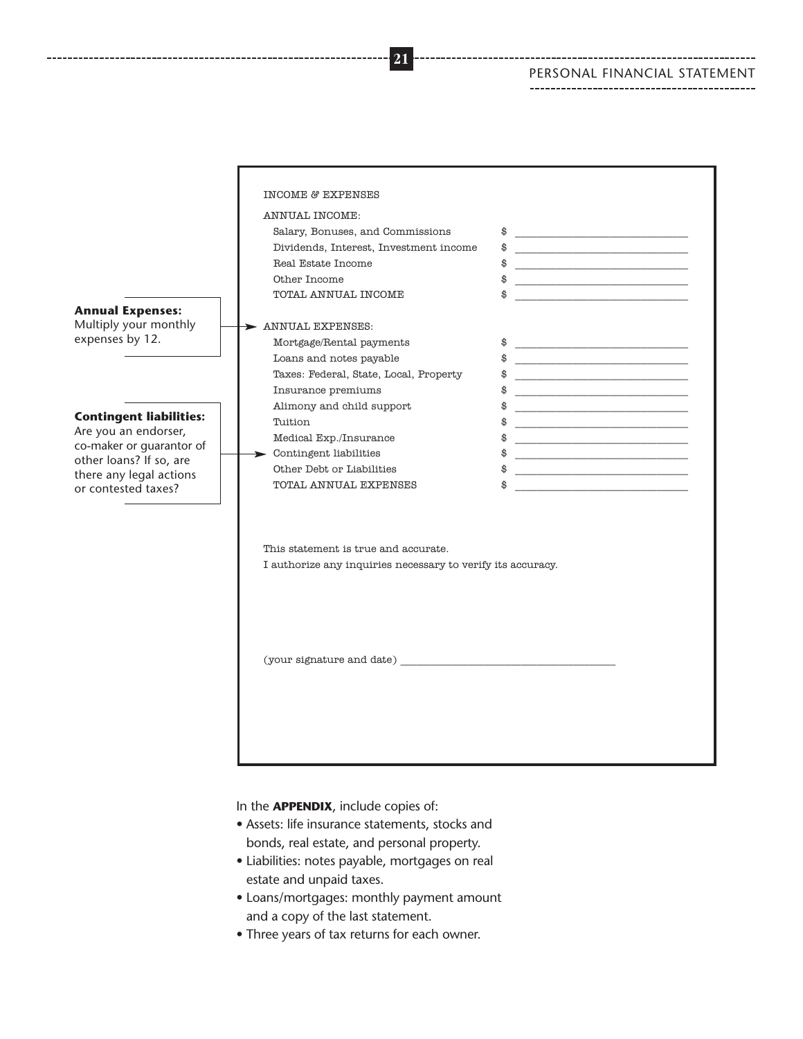**Annual Expenses:** Multiply your monthly expenses by 12.

**Contingent liabilities:** Are you an endorser, co-maker or guarantor of other loans? If so, are there any legal actions or contested taxes?

INCOME & EXPENSES

ANNUAL INCOME:

| | |
|---|---|
| Salary, Bonuses, and Commissions | $ ____________________ |
| Dividends, Interest, Investment income | $ ____________________ |
| Real Estate Income | $ ____________________ |
| Other Income | $ ____________________ |
| TOTAL ANNUAL INCOME | $ ____________________ |

ANNUAL EXPENSES:

| | |
|---|---|
| Mortgage/Rental payments | $ ____________________ |
| Loans and notes payable | $ ____________________ |
| Taxes: Federal, State, Local, Property | $ ____________________ |
| Insurance premiums | $ ____________________ |
| Alimony and child support | $ ____________________ |
| Tuition | $ ____________________ |
| Medical Exp./Insurance | $ ____________________ |
| Contingent liabilities | $ ____________________ |
| Other Debt or Liabilities | $ ____________________ |
| TOTAL ANNUAL EXPENSES | $ ____________________ |

This statement is true and accurate.
I authorize any inquiries necessary to verify its accuracy.

(your signature and date) ______________________________

In the **APPENDIX**, include copies of:

- Assets: life insurance statements, stocks and bonds, real estate, and personal property.
- Liabilities: notes payable, mortgages on real estate and unpaid taxes.
- Loans/mortgages: monthly payment amount and a copy of the last statement.
- Three years of tax returns for each owner.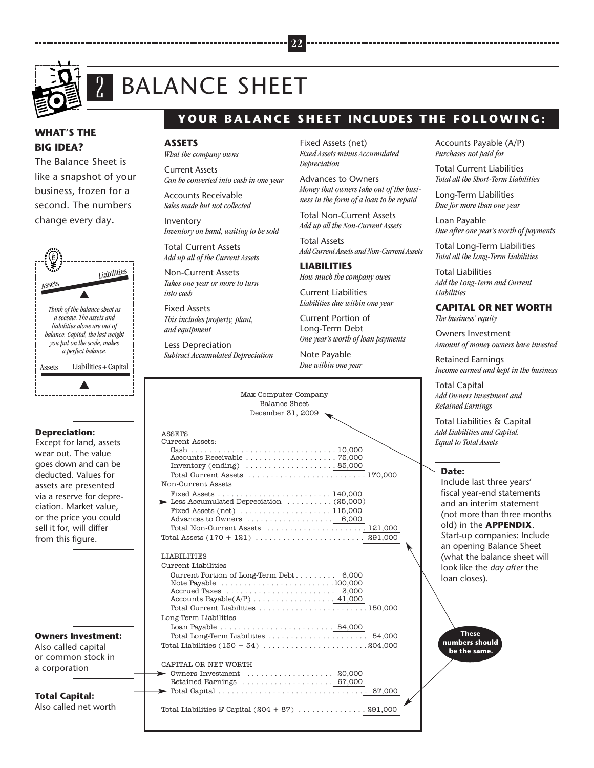# 2 BALANCE SHEET

**WHAT'S THE BIG IDEA?**

The Balance Sheet is like a snapshot of your business, frozen for a second. The numbers change every day.

Assets — Liabilities

*Think of the balance sheet as a seesaw. The assets and liabilities alone are out of balance. Capital, the last weight you put on the scale, makes a perfect balance.*

Assets — Liabilities + Capital

**Depreciation:**
Except for land, assets wear out. The value goes down and can be deducted. Values for assets are presented via a reserve for depreciation. Market value, or the price you could sell it for, will differ from this figure.

**Owners Investment:**
Also called capital or common stock in a corporation

**Total Capital:**
Also called net worth

## YOUR BALANCE SHEET INCLUDES THE FOLLOWING:

**ASSETS**
*What the company owns*

Current Assets
*Can be converted into cash in one year*

Accounts Receivable
*Sales made but not collected*

Inventory
*Inventory on hand, waiting to be sold*

Total Current Assets
*Add up all of the Current Assets*

Non-Current Assets
*Takes one year or more to turn into cash*

Fixed Assets
*This includes property, plant, and equipment*

Less Depreciation
*Subtract Accumulated Depreciation*

Fixed Assets (net)
*Fixed Assets minus Accumulated Depreciation*

Advances to Owners
*Money that owners take out of the business in the form of a loan to be repaid*

Total Non-Current Assets
*Add up all the Non-Current Assets*

Total Assets
*Add Current Assets and Non-Current Assets*

**LIABILITIES**
*How much the company owes*

Current Liabilities
*Liabilities due within one year*

Current Portion of Long-Term Debt
*One year's worth of loan payments*

Note Payable
*Due within one year*

Accounts Payable (A/P)
*Purchases not paid for*

Total Current Liabilities
*Total all the Short-Term Liabilities*

Long-Term Liabilities
*Due for more than one year*

Loan Payable
*Due after one year's worth of payments*

Total Long-Term Liabilities
*Total all the Long-Term Liabilities*

Total Liabilities
*Add the Long-Term and Current Liabilities*

**CAPITAL OR NET WORTH**
*The business' equity*

Owners Investment
*Amount of money owners have invested*

Retained Earnings
*Income earned and kept in the business*

Total Capital
*Add Owners Investment and Retained Earnings*

Total Liabilities & Capital
*Add Liabilities and Capital. Equal to Total Assets*

**Date:**
Include last three years' fiscal year-end statements and an interim statement (not more than three months old) in the **APPENDIX**. Start-up companies: Include an opening Balance Sheet (what the balance sheet will look like the *day after* the loan closes).

**These numbers should be the same.**

Max Computer Company
Balance Sheet
December 31, 2009

| | | |
|---|---|---|
| **ASSETS** | | |
| Current Assets: | | |
| Cash | 10,000 | |
| Accounts Receivable | 75,000 | |
| Inventory (ending) | 85,000 | |
| Total Current Assets | | 170,000 |
| Non-Current Assets | | |
| Fixed Assets | 140,000 | |
| Less Accumulated Depreciation | (25,000) | |
| Fixed Assets (net) | 115,000 | |
| Advances to Owners | 6,000 | |
| Total Non-Current Assets | | 121,000 |
| Total Assets (170 + 121) | | 291,000 |
| **LIABILITIES** | | |
| Current Liabilities | | |
| Current Portion of Long-Term Debt | 6,000 | |
| Note Payable | 100,000 | |
| Accrued Taxes | 3,000 | |
| Accounts Payable(A/P) | 41,000 | |
| Total Current Liabilities | | 150,000 |
| Long-Term Liabilities | | |
| Loan Payable | 54,000 | |
| Total Long-Term Liabilities | | 54,000 |
| Total Liabilities (150 + 54) | | 204,000 |
| **CAPITAL OR NET WORTH** | | |
| Owners Investment | 20,000 | |
| Retained Earnings | 67,000 | |
| Total Capital | | 87,000 |
| Total Liabilities & Capital (204 + 87) | | 291,000 |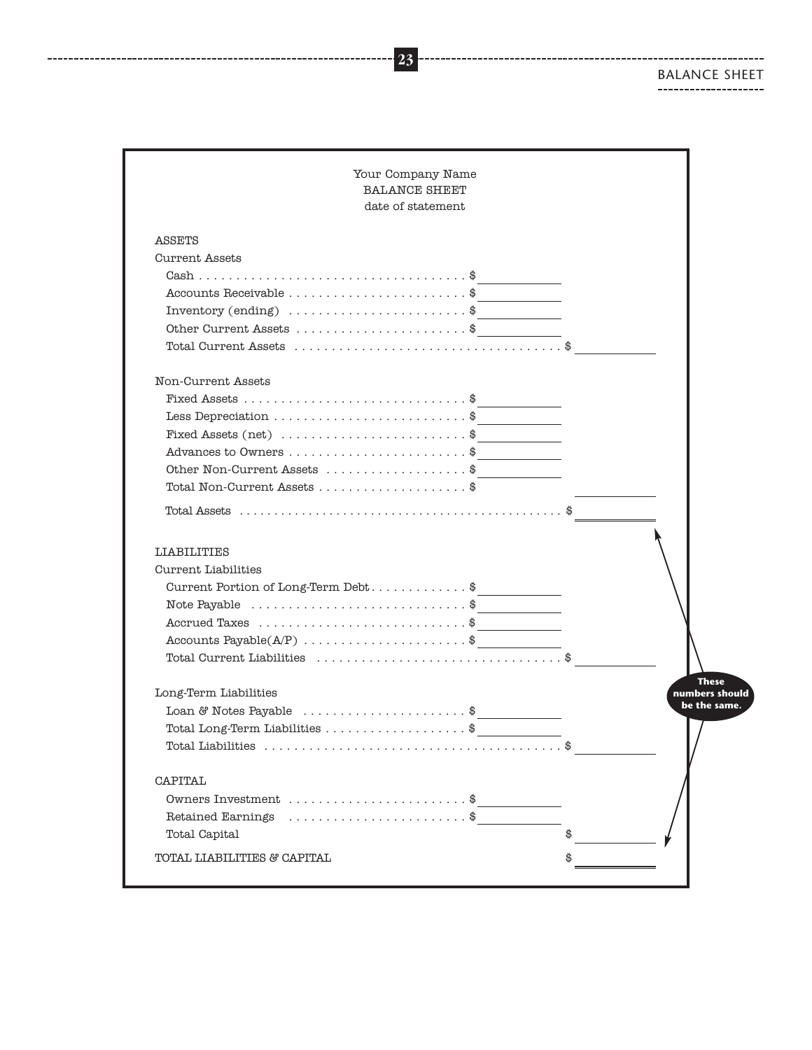Your Company Name
BALANCE SHEET
date of statement

| ASSETS | | |
|---|---|---|
| **Current Assets** | | |
| Cash | $ | |
| Accounts Receivable | $ | |
| Inventory (ending) | $ | |
| Other Current Assets | $ | |
| Total Current Assets | | $ |
| **Non-Current Assets** | | |
| Fixed Assets | $ | |
| Less Depreciation | $ | |
| Fixed Assets (net) | $ | |
| Advances to Owners | $ | |
| Other Non-Current Assets | $ | |
| Total Non-Current Assets | $ | |
| Total Assets | | $ |

| LIABILITIES | | |
|---|---|---|
| **Current Liabilities** | | |
| Current Portion of Long-Term Debt | $ | |
| Note Payable | $ | |
| Accrued Taxes | $ | |
| Accounts Payable(A/P) | $ | |
| Total Current Liabilities | | $ |
| **Long-Term Liabilities** | | |
| Loan & Notes Payable | $ | |
| Total Long-Term Liabilities | $ | |
| Total Liabilities | | $ |

| CAPITAL | | |
|---|---|---|
| Owners Investment | $ | |
| Retained Earnings | $ | |
| Total Capital | | $ |
| TOTAL LIABILITIES & CAPITAL | | $ |

**These numbers should be the same.**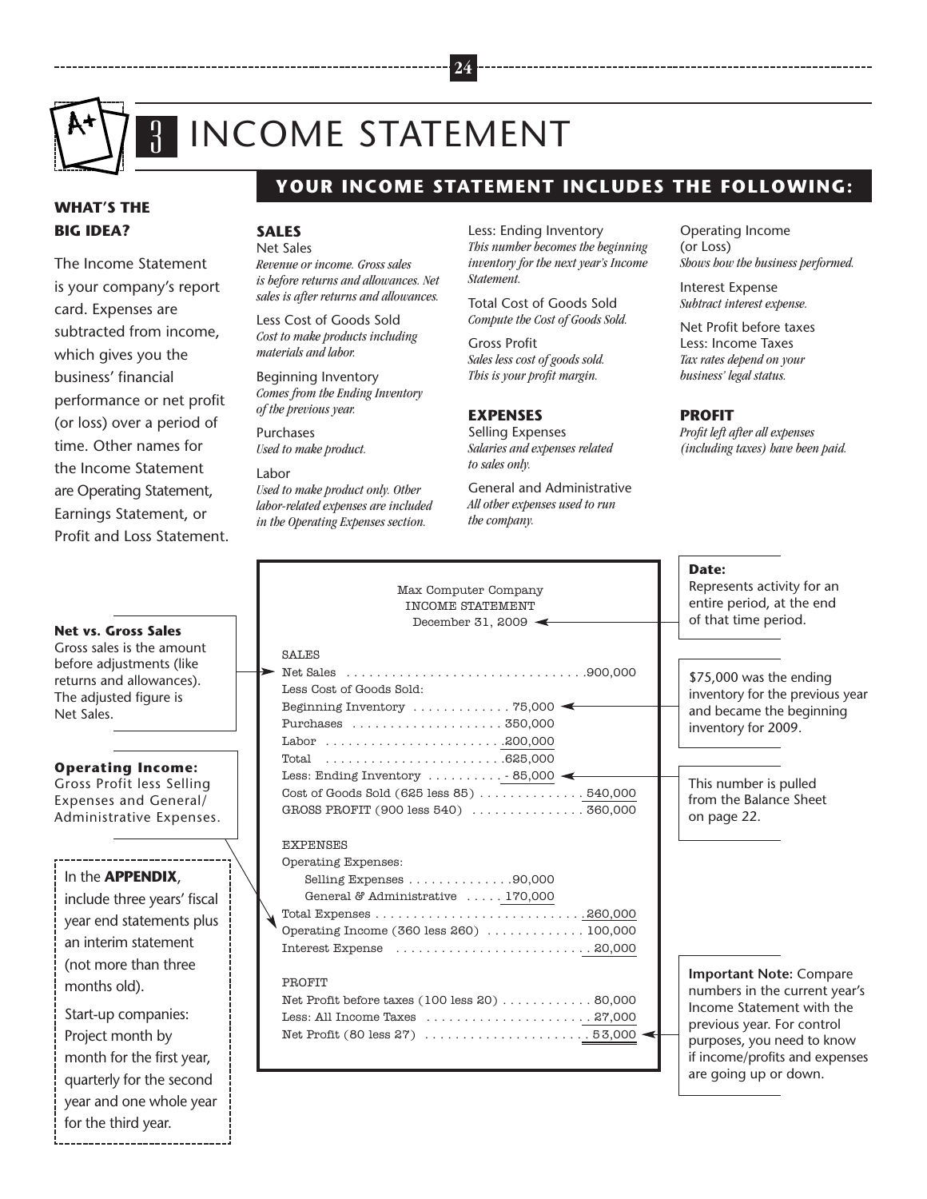# 3 INCOME STATEMENT

## WHAT'S THE BIG IDEA?

The Income Statement is your company's report card. Expenses are subtracted from income, which gives you the business' financial performance or net profit (or loss) over a period of time. Other names for the Income Statement are Operating Statement, Earnings Statement, or Profit and Loss Statement.

## YOUR INCOME STATEMENT INCLUDES THE FOLLOWING:

### SALES

Net Sales
*Revenue or income. Gross sales is before returns and allowances. Net sales is after returns and allowances.*

Less Cost of Goods Sold
*Cost to make products including materials and labor.*

Beginning Inventory
*Comes from the Ending Inventory of the previous year.*

Purchases
*Used to make product.*

Labor
*Used to make product only. Other labor-related expenses are included in the Operating Expenses section.*

Less: Ending Inventory
*This number becomes the beginning inventory for the next year's Income Statement.*

Total Cost of Goods Sold
*Compute the Cost of Goods Sold.*

Gross Profit
*Sales less cost of goods sold. This is your profit margin.*

### EXPENSES

Selling Expenses
*Salaries and expenses related to sales only.*

General and Administrative
*All other expenses used to run the company.*

Operating Income (or Loss)
*Shows how the business performed.*

Interest Expense
*Subtract interest expense.*

Net Profit before taxes
Less: Income Taxes
*Tax rates depend on your business' legal status.*

### PROFIT

*Profit left after all expenses (including taxes) have been paid.*

---

Max Computer Company
INCOME STATEMENT
December 31, 2009

| SALES | | |
|---|---|---|
| Net Sales | | 900,000 |
| Less Cost of Goods Sold: | | |
| Beginning Inventory | 75,000 | |
| Purchases | 350,000 | |
| Labor | 200,000 | |
| Total | 625,000 | |
| Less: Ending Inventory | - 85,000 | |
| Cost of Goods Sold (625 less 85) | | 540,000 |
| GROSS PROFIT (900 less 540) | | 360,000 |
| **EXPENSES** | | |
| Operating Expenses: | | |
| Selling Expenses | 90,000 | |
| General & Administrative | 170,000 | |
| Total Expenses | | 260,000 |
| Operating Income (360 less 260) | | 100,000 |
| Interest Expense | | 20,000 |
| **PROFIT** | | |
| Net Profit before taxes (100 less 20) | | 80,000 |
| Less: All Income Taxes | | 27,000 |
| Net Profit (80 less 27) | | 53,000 |

**Date:** Represents activity for an entire period, at the end of that time period.

$75,000 was the ending inventory for the previous year and became the beginning inventory for 2009.

This number is pulled from the Balance Sheet on page 22.

**Important Note:** Compare numbers in the current year's Income Statement with the previous year. For control purposes, you need to know if income/profits and expenses are going up or down.

**Net vs. Gross Sales**
Gross sales is the amount before adjustments (like returns and allowances). The adjusted figure is Net Sales.

**Operating Income:**
Gross Profit less Selling Expenses and General/Administrative Expenses.

In the **APPENDIX**, include three years' fiscal year end statements plus an interim statement (not more than three months old).

Start-up companies: Project month by month for the first year, quarterly for the second year and one whole year for the third year.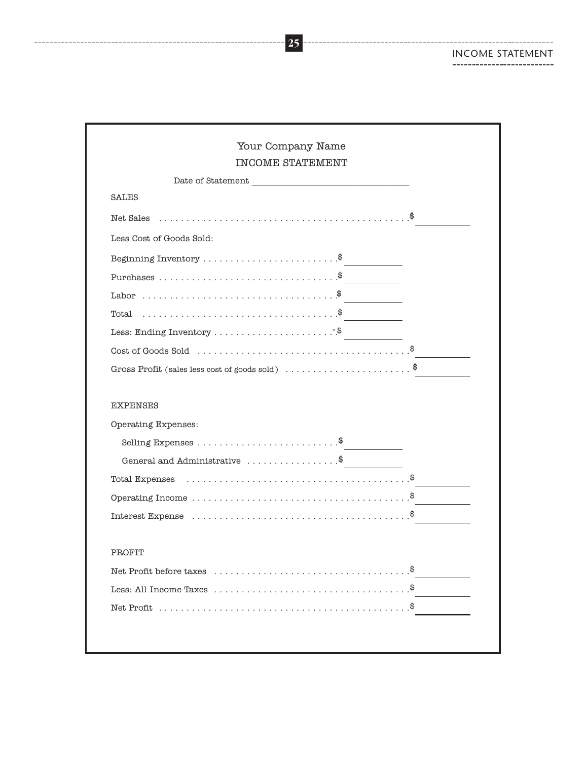# INCOME STATEMENT

Your Company Name

INCOME STATEMENT

Date of Statement ______________________________

**SALES**

| | | |
|---|---|---|
| Net Sales | | $ ________ |
| Less Cost of Goods Sold: | | |
| Beginning Inventory | $ ________ | |
| Purchases | $ ________ | |
| Labor | $ ________ | |
| Total | $ ________ | |
| Less: Ending Inventory | -$ ________ | |
| Cost of Goods Sold | | $ ________ |
| Gross Profit (sales less cost of goods sold) | | $ ________ |

**EXPENSES**

| | | |
|---|---|---|
| Operating Expenses: | | |
| Selling Expenses | $ ________ | |
| General and Administrative | $ ________ | |
| Total Expenses | | $ ________ |
| Operating Income | | $ ________ |
| Interest Expense | | $ ________ |

**PROFIT**

| | | |
|---|---|---|
| Net Profit before taxes | | $ ________ |
| Less: All Income Taxes | | $ ________ |
| Net Profit | | $ ________ |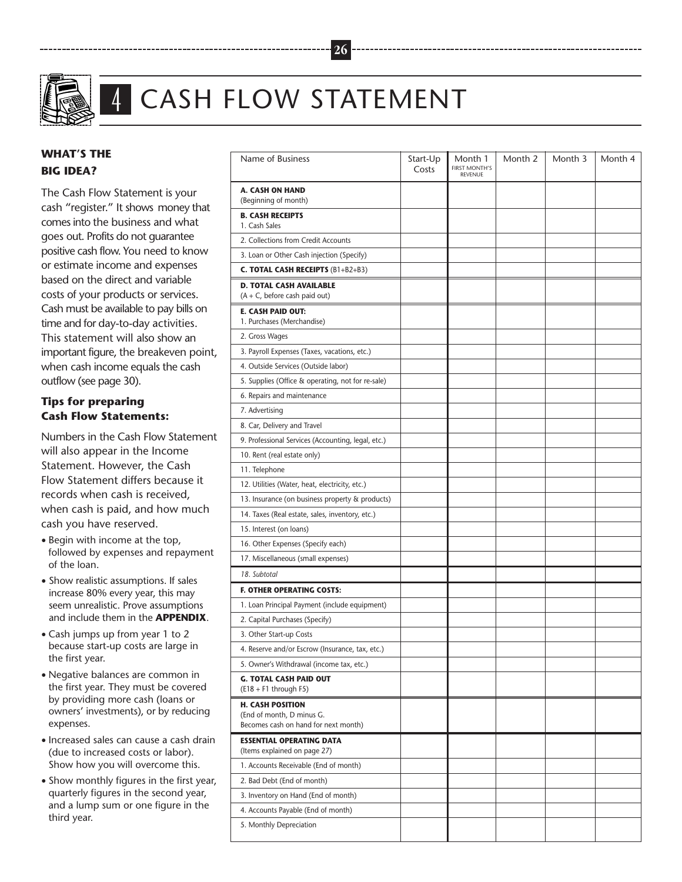# 4 CASH FLOW STATEMENT

### WHAT'S THE BIG IDEA?

The Cash Flow Statement is your cash "register." It shows money that comes into the business and what goes out. Profits do not guarantee positive cash flow. You need to know or estimate income and expenses based on the direct and variable costs of your products or services. Cash must be available to pay bills on time and for day-to-day activities. This statement will also show an important figure, the breakeven point, when cash income equals the cash outflow (see page 30).

### Tips for preparing Cash Flow Statements:

Numbers in the Cash Flow Statement will also appear in the Income Statement. However, the Cash Flow Statement differs because it records when cash is received, when cash is paid, and how much cash you have reserved.

- Begin with income at the top, followed by expenses and repayment of the loan.
- Show realistic assumptions. If sales increase 80% every year, this may seem unrealistic. Prove assumptions and include them in the **APPENDIX**.
- Cash jumps up from year 1 to 2 because start-up costs are large in the first year.
- Negative balances are common in the first year. They must be covered by providing more cash (loans or owners' investments), or by reducing expenses.
- Increased sales can cause a cash drain (due to increased costs or labor). Show how you will overcome this.
- Show monthly figures in the first year, quarterly figures in the second year, and a lump sum or one figure in the third year.

| Name of Business | Start-Up Costs | Month 1 FIRST MONTH'S REVENUE | Month 2 | Month 3 | Month 4 |
|---|---|---|---|---|---|
| **A. CASH ON HAND** (Beginning of month) | | | | | |
| **B. CASH RECEIPTS** 1. Cash Sales | | | | | |
| 2. Collections from Credit Accounts | | | | | |
| 3. Loan or Other Cash injection (Specify) | | | | | |
| **C. TOTAL CASH RECEIPTS** (B1+B2+B3) | | | | | |
| **D. TOTAL CASH AVAILABLE** (A + C, before cash paid out) | | | | | |
| **E. CASH PAID OUT:** 1. Purchases (Merchandise) | | | | | |
| 2. Gross Wages | | | | | |
| 3. Payroll Expenses (Taxes, vacations, etc.) | | | | | |
| 4. Outside Services (Outside labor) | | | | | |
| 5. Supplies (Office & operating, not for re-sale) | | | | | |
| 6. Repairs and maintenance | | | | | |
| 7. Advertising | | | | | |
| 8. Car, Delivery and Travel | | | | | |
| 9. Professional Services (Accounting, legal, etc.) | | | | | |
| 10. Rent (real estate only) | | | | | |
| 11. Telephone | | | | | |
| 12. Utilities (Water, heat, electricity, etc.) | | | | | |
| 13. Insurance (on business property & products) | | | | | |
| 14. Taxes (Real estate, sales, inventory, etc.) | | | | | |
| 15. Interest (on loans) | | | | | |
| 16. Other Expenses (Specify each) | | | | | |
| 17. Miscellaneous (small expenses) | | | | | |
| *18. Subtotal* | | | | | |
| **F. OTHER OPERATING COSTS:** | | | | | |
| 1. Loan Principal Payment (include equipment) | | | | | |
| 2. Capital Purchases (Specify) | | | | | |
| 3. Other Start-up Costs | | | | | |
| 4. Reserve and/or Escrow (Insurance, tax, etc.) | | | | | |
| 5. Owner's Withdrawal (income tax, etc.) | | | | | |
| **G. TOTAL CASH PAID OUT** (E18 + F1 through F5) | | | | | |
| **H. CASH POSITION** (End of month, D minus G. Becomes cash on hand for next month) | | | | | |
| **ESSENTIAL OPERATING DATA** (Items explained on page 27) | | | | | |
| 1. Accounts Receivable (End of month) | | | | | |
| 2. Bad Debt (End of month) | | | | | |
| 3. Inventory on Hand (End of month) | | | | | |
| 4. Accounts Payable (End of month) | | | | | |
| 5. Monthly Depreciation | | | | | |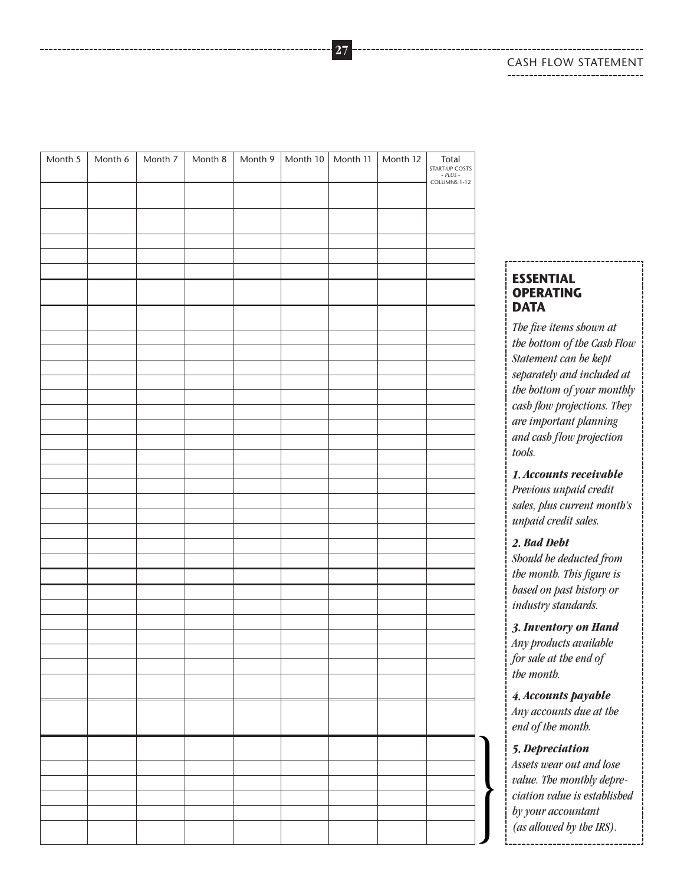| Month 5 | Month 6 | Month 7 | Month 8 | Month 9 | Month 10 | Month 11 | Month 12 | Total START-UP COSTS - PLUS - COLUMNS 1-12 |
|---|---|---|---|---|---|---|---|---|
| | | | | | | | | |
| | | | | | | | | |
| | | | | | | | | |
| | | | | | | | | |
| | | | | | | | | |
| | | | | | | | | |
| | | | | | | | | |
| | | | | | | | | |
| | | | | | | | | |
| | | | | | | | | |
| | | | | | | | | |
| | | | | | | | | |
| | | | | | | | | |
| | | | | | | | | |
| | | | | | | | | |
| | | | | | | | | |
| | | | | | | | | |
| | | | | | | | | |
| | | | | | | | | |
| | | | | | | | | |
| | | | | | | | | |
| | | | | | | | | |
| | | | | | | | | |
| | | | | | | | | |
| | | | | | | | | |
| | | | | | | | | |
| | | | | | | | | |
| | | | | | | | | |
| | | | | | | | | |
| | | | | | | | | |
| | | | | | | | | |
| | | | | | | | | |
| | | | | | | | | |
| | | | | | | | | |
| | | | | | | | | |

## ESSENTIAL OPERATING DATA

*The five items shown at the bottom of the Cash Flow Statement can be kept separately and included at the bottom of your monthly cash flow projections. They are important planning and cash flow projection tools.*

***1. Accounts receivable***
*Previous unpaid credit sales, plus current month's unpaid credit sales.*

***2. Bad Debt***
*Should be deducted from the month. This figure is based on past history or industry standards.*

***3. Inventory on Hand***
*Any products available for sale at the end of the month.*

***4. Accounts payable***
*Any accounts due at the end of the month.*

***5. Depreciation***
*Assets wear out and lose value. The monthly depreciation value is established by your accountant (as allowed by the IRS).*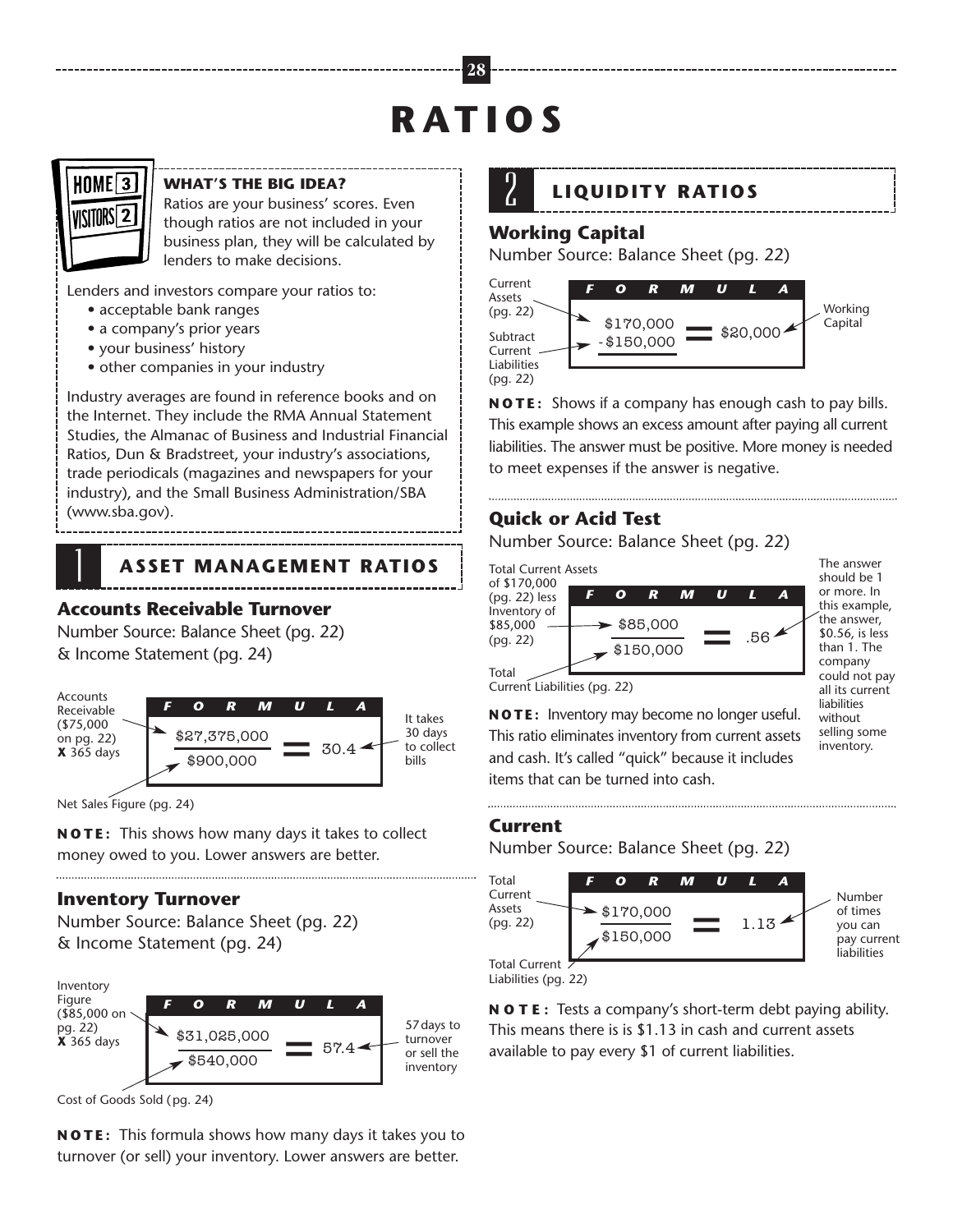# RATIOS

**WHAT'S THE BIG IDEA?**

Ratios are your business' scores. Even though ratios are not included in your business plan, they will be calculated by lenders to make decisions.

Lenders and investors compare your ratios to:

- acceptable bank ranges
- a company's prior years
- your business' history
- other companies in your industry

Industry averages are found in reference books and on the Internet. They include the RMA Annual Statement Studies, the Almanac of Business and Industrial Financial Ratios, Dun & Bradstreet, your industry's associations, trade periodicals (magazines and newspapers for your industry), and the Small Business Administration/SBA (www.sba.gov).

## 1 ASSET MANAGEMENT RATIOS

### Accounts Receivable Turnover

Number Source: Balance Sheet (pg. 22) & Income Statement (pg. 24)

**FORMULA**

Accounts Receivable ($75,000 on pg. 22) **X** 365 days → $27,375,000

Net Sales Figure (pg. 24) → $900,000

$$\frac{\$27{,}375{,}000}{\$900{,}000} = 30.4$$

It takes 30 days to collect bills

**NOTE:** This shows how many days it takes to collect money owed to you. Lower answers are better.

### Inventory Turnover

Number Source: Balance Sheet (pg. 22) & Income Statement (pg. 24)

**FORMULA**

Inventory Figure ($85,000 on pg. 22) **X** 365 days → $31,025,000

Cost of Goods Sold (pg. 24) → $540,000

$$\frac{\$31{,}025{,}000}{\$540{,}000} = 57.4$$

57 days to turnover or sell the inventory

**NOTE:** This formula shows how many days it takes you to turnover (or sell) your inventory. Lower answers are better.

## 2 LIQUIDITY RATIOS

### Working Capital

Number Source: Balance Sheet (pg. 22)

**FORMULA**

Current Assets (pg. 22) → $170,000

Subtract Current Liabilities (pg. 22) → -$150,000

$$\$170{,}000 - \$150{,}000 = \$20{,}000$$

Working Capital

**NOTE:** Shows if a company has enough cash to pay bills. This example shows an excess amount after paying all current liabilities. The answer must be positive. More money is needed to meet expenses if the answer is negative.

### Quick or Acid Test

Number Source: Balance Sheet (pg. 22)

**FORMULA**

Total Current Assets of $170,000 (pg. 22) less Inventory of $85,000 (pg. 22) → $85,000

Total Current Liabilities (pg. 22) → $150,000

$$\frac{\$85{,}000}{\$150{,}000} = .56$$

The answer should be 1 or more. In this example, the answer, $0.56, is less than 1. The company could not pay all its current liabilities without selling some inventory.

**NOTE:** Inventory may become no longer useful. This ratio eliminates inventory from current assets and cash. It's called "quick" because it includes items that can be turned into cash.

### Current

Number Source: Balance Sheet (pg. 22)

**FORMULA**

Total Current Assets (pg. 22) → $170,000

Total Current Liabilities (pg. 22) → $150,000

$$\frac{\$170{,}000}{\$150{,}000} = 1.13$$

Number of times you can pay current liabilities

**NOTE:** Tests a company's short-term debt paying ability. This means there is is $1.13 in cash and current assets available to pay every $1 of current liabilities.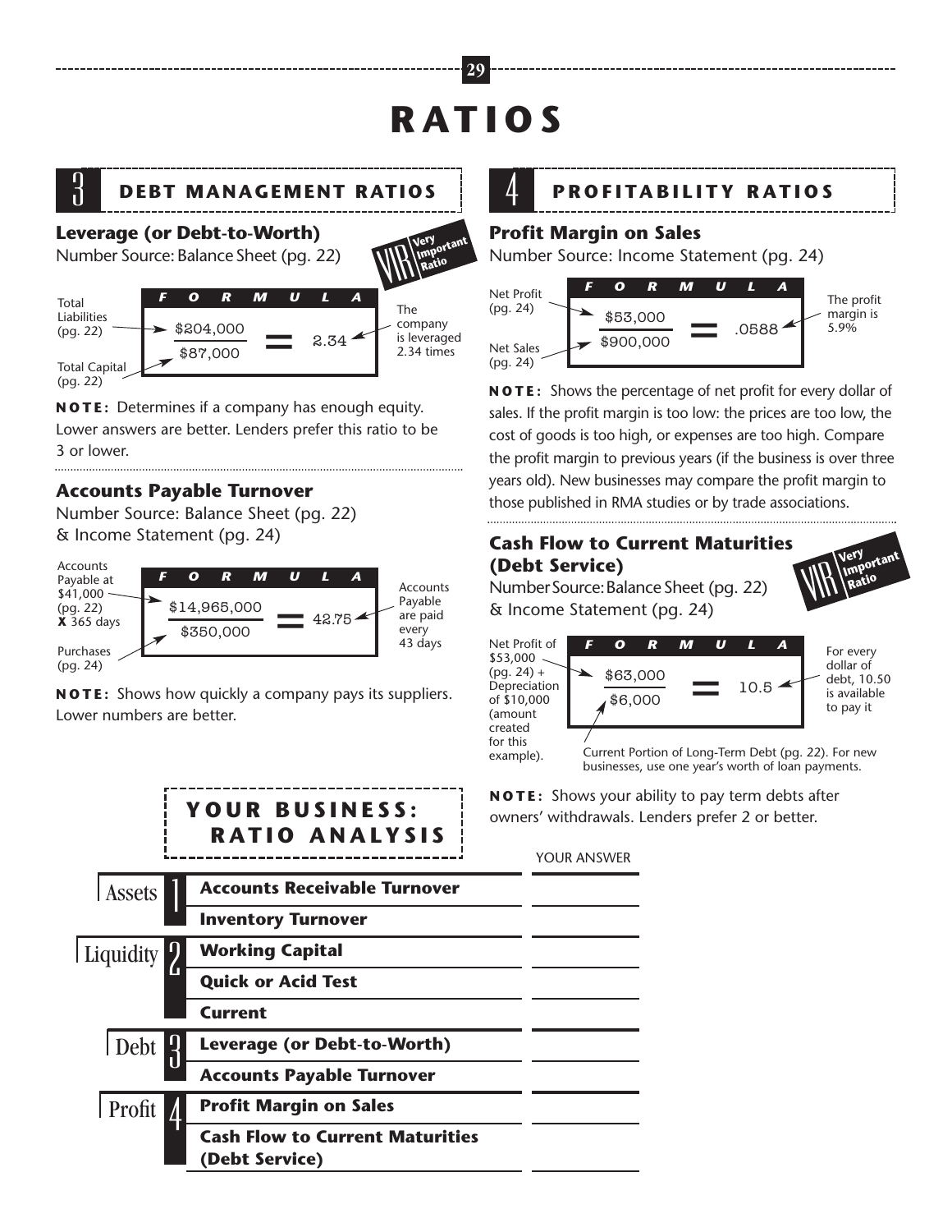# RATIOS

## 3 DEBT MANAGEMENT RATIOS

### Leverage (or Debt-to-Worth)

Number Source: Balance Sheet (pg. 22)

VIR Very Important Ratio

**FORMULA**

Total Liabilities (pg. 22) / Total Capital (pg. 22)

$$\frac{\$204{,}000}{\$87{,}000} = 2.34$$

The company is leveraged 2.34 times

**NOTE:** Determines if a company has enough equity. Lower answers are better. Lenders prefer this ratio to be 3 or lower.

### Accounts Payable Turnover

Number Source: Balance Sheet (pg. 22) & Income Statement (pg. 24)

**FORMULA**

Accounts Payable at \$41,000 (pg. 22) **X** 365 days / Purchases (pg. 24)

$$\frac{\$14{,}965{,}000}{\$350{,}000} = 42.75$$

Accounts Payable are paid every 43 days

**NOTE:** Shows how quickly a company pays its suppliers. Lower numbers are better.

## 4 PROFITABILITY RATIOS

### Profit Margin on Sales

Number Source: Income Statement (pg. 24)

**FORMULA**

Net Profit (pg. 24) / Net Sales (pg. 24)

$$\frac{\$53{,}000}{\$900{,}000} = .0588$$

The profit margin is 5.9%

**NOTE:** Shows the percentage of net profit for every dollar of sales. If the profit margin is too low: the prices are too low, the cost of goods is too high, or expenses are too high. Compare the profit margin to previous years (if the business is over three years old). New businesses may compare the profit margin to those published in RMA studies or by trade associations.

### Cash Flow to Current Maturities (Debt Service)

Number Source: Balance Sheet (pg. 22) & Income Statement (pg. 24)

VIR Very Important Ratio

**FORMULA**

Net Profit of \$53,000 (pg. 24) + Depreciation of \$10,000 (amount created for this example).

$$\frac{\$63{,}000}{\$6{,}000} = 10.5$$

For every dollar of debt, 10.50 is available to pay it

Current Portion of Long-Term Debt (pg. 22). For new businesses, use one year's worth of loan payments.

**NOTE:** Shows your ability to pay term debts after owners' withdrawals. Lenders prefer 2 or better.

## YOUR BUSINESS: RATIO ANALYSIS

| | | YOUR ANSWER |
|---|---|---|
| Assets 1 | **Accounts Receivable Turnover** | |
| | **Inventory Turnover** | |
| Liquidity 2 | **Working Capital** | |
| | **Quick or Acid Test** | |
| | **Current** | |
| Debt 3 | **Leverage (or Debt-to-Worth)** | |
| | **Accounts Payable Turnover** | |
| Profit 4 | **Profit Margin on Sales** | |
| | **Cash Flow to Current Maturities (Debt Service)** | |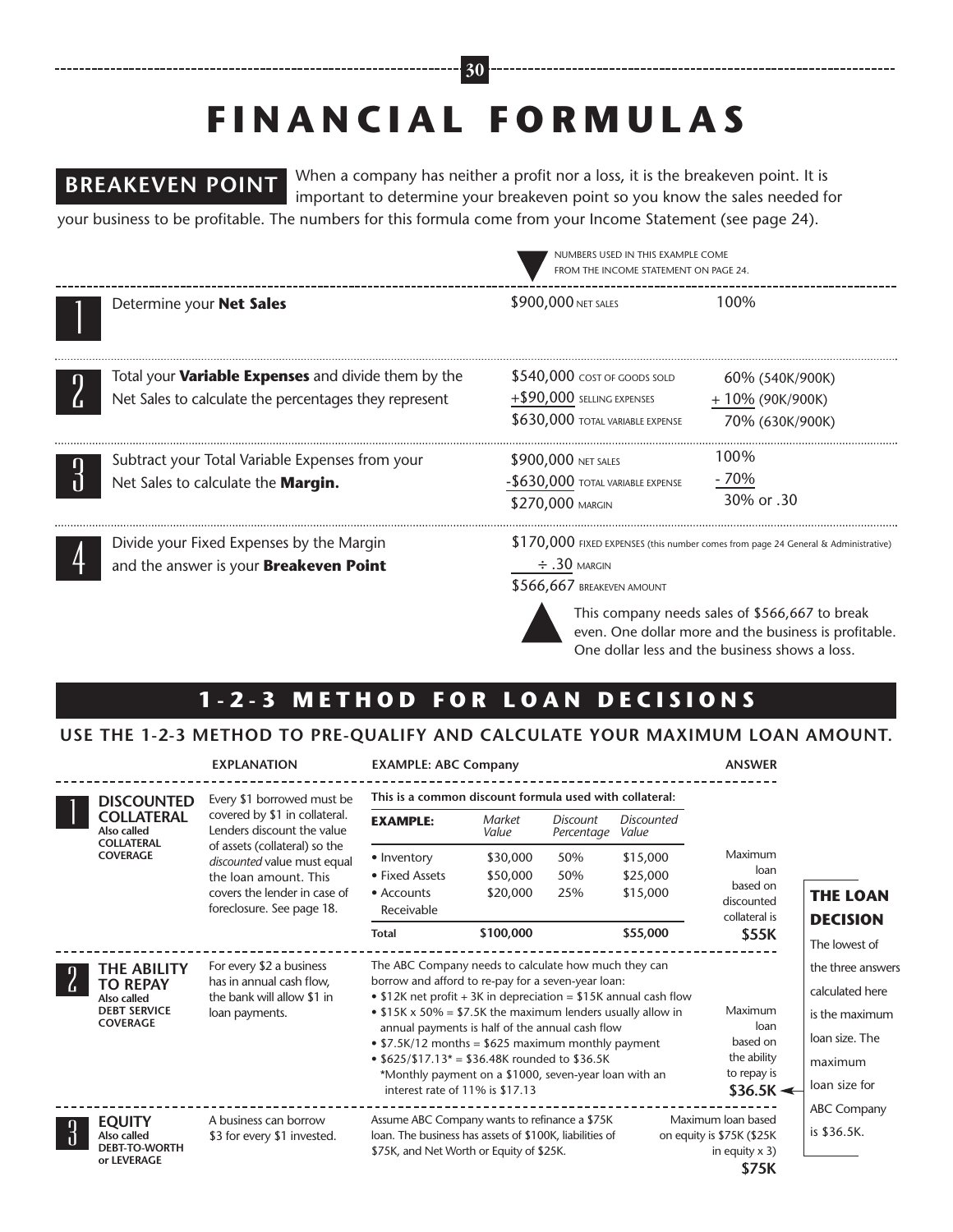# FINANCIAL FORMULAS

## BREAKEVEN POINT

When a company has neither a profit nor a loss, it is the breakeven point. It is important to determine your breakeven point so you know the sales needed for your business to be profitable. The numbers for this formula come from your Income Statement (see page 24).

NUMBERS USED IN THIS EXAMPLE COME FROM THE INCOME STATEMENT ON PAGE 24.

| Step | Instruction | Example | Percentage |
|---|---|---|---|
| 1 | Determine your **Net Sales** | $900,000 NET SALES | 100% |
| 2 | Total your **Variable Expenses** and divide them by the Net Sales to calculate the percentages they represent | $540,000 COST OF GOODS SOLD<br>+$90,000 SELLING EXPENSES<br>$630,000 TOTAL VARIABLE EXPENSE | 60% (540K/900K)<br>+ 10% (90K/900K)<br>70% (630K/900K) |
| 3 | Subtract your Total Variable Expenses from your Net Sales to calculate the **Margin.** | $900,000 NET SALES<br>-$630,000 TOTAL VARIABLE EXPENSE<br>$270,000 MARGIN | 100%<br>- 70%<br>30% or .30 |
| 4 | Divide your Fixed Expenses by the Margin and the answer is your **Breakeven Point** | $170,000 FIXED EXPENSES (this number comes from page 24 General & Administrative)<br>÷ .30 MARGIN<br>$566,667 BREAKEVEN AMOUNT | |

This company needs sales of $566,667 to break even. One dollar more and the business is profitable. One dollar less and the business shows a loss.

## 1-2-3 METHOD FOR LOAN DECISIONS

### USE THE 1-2-3 METHOD TO PRE-QUALIFY AND CALCULATE YOUR MAXIMUM LOAN AMOUNT.

**1 DISCOUNTED COLLATERAL** (Also called COLLATERAL COVERAGE)

**Explanation:** Every $1 borrowed must be covered by $1 in collateral. Lenders discount the value of assets (collateral) so the *discounted* value must equal the loan amount. This covers the lender in case of foreclosure. See page 18.

**Example: ABC Company** — This is a common discount formula used with collateral:

| EXAMPLE: | *Market Value* | *Discount Percentage* | *Discounted Value* |
|---|---|---|---|
| • Inventory | $30,000 | 50% | $15,000 |
| • Fixed Assets | $50,000 | 50% | $25,000 |
| • Accounts Receivable | $20,000 | 25% | $15,000 |
| **Total** | **$100,000** | | **$55,000** |

**Answer:** Maximum loan based on discounted collateral is **$55K**

**2 THE ABILITY TO REPAY** (Also called DEBT SERVICE COVERAGE)

**Explanation:** For every $2 a business has in annual cash flow, the bank will allow $1 in loan payments.

**Example: ABC Company** — The ABC Company needs to calculate how much they can borrow and afford to re-pay for a seven-year loan:

- $12K net profit + 3K in depreciation = $15K annual cash flow
- $15K x 50% = $7.5K the maximum lenders usually allow in annual payments is half of the annual cash flow
- $7.5K/12 months = $625 maximum monthly payment
- $625/$17.13* = $36.48K rounded to $36.5K

*Monthly payment on a $1000, seven-year loan with an interest rate of 11% is $17.13

**Answer:** Maximum loan based on the ability to repay is **$36.5K**

**3 EQUITY** (Also called DEBT-TO-WORTH or LEVERAGE)

**Explanation:** A business can borrow $3 for every $1 invested.

**Example: ABC Company** — Assume ABC Company wants to refinance a $75K loan. The business has assets of $100K, liabilities of $75K, and Net Worth or Equity of $25K.

**Answer:** Maximum loan based on equity is $75K ($25K in equity x 3) **$75K**

**THE LOAN DECISION**

The lowest of the three answers calculated here is the maximum loan size. The maximum loan size for ABC Company is $36.5K.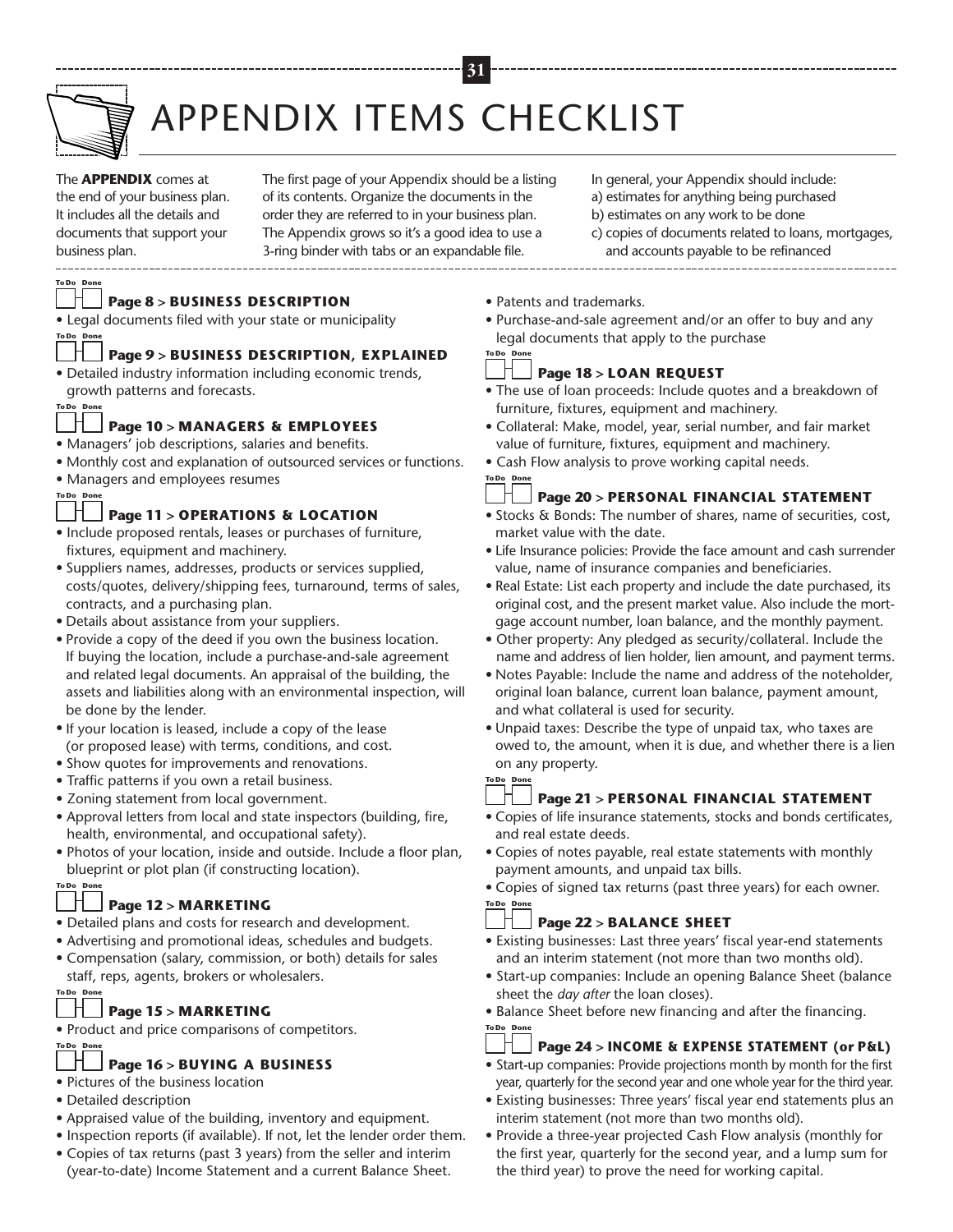# APPENDIX ITEMS CHECKLIST

The **APPENDIX** comes at the end of your business plan. It includes all the details and documents that support your business plan.

The first page of your Appendix should be a listing of its contents. Organize the documents in the order they are referred to in your business plan. The Appendix grows so it's a good idea to use a 3-ring binder with tabs or an expandable file.

In general, your Appendix should include:
a) estimates for anything being purchased
b) estimates on any work to be done
c) copies of documents related to loans, mortgages, and accounts payable to be refinanced

---

To Do Done

### Page 8 > BUSINESS DESCRIPTION

- Legal documents filed with your state or municipality

To Do Done

### Page 9 > BUSINESS DESCRIPTION, EXPLAINED

- Detailed industry information including economic trends, growth patterns and forecasts.

To Do Done

### Page 10 > MANAGERS & EMPLOYEES

- Managers' job descriptions, salaries and benefits.
- Monthly cost and explanation of outsourced services or functions.
- Managers and employees resumes

To Do Done

### Page 11 > OPERATIONS & LOCATION

- Include proposed rentals, leases or purchases of furniture, fixtures, equipment and machinery.
- Suppliers names, addresses, products or services supplied, costs/quotes, delivery/shipping fees, turnaround, terms of sales, contracts, and a purchasing plan.
- Details about assistance from your suppliers.
- Provide a copy of the deed if you own the business location. If buying the location, include a purchase-and-sale agreement and related legal documents. An appraisal of the building, the assets and liabilities along with an environmental inspection, will be done by the lender.
- If your location is leased, include a copy of the lease (or proposed lease) with terms, conditions, and cost.
- Show quotes for improvements and renovations.
- Traffic patterns if you own a retail business.
- Zoning statement from local government.
- Approval letters from local and state inspectors (building, fire, health, environmental, and occupational safety).
- Photos of your location, inside and outside. Include a floor plan, blueprint or plot plan (if constructing location).

To Do Done

### Page 12 > MARKETING

- Detailed plans and costs for research and development.
- Advertising and promotional ideas, schedules and budgets.
- Compensation (salary, commission, or both) details for sales staff, reps, agents, brokers or wholesalers.

To Do Done

### Page 15 > MARKETING

- Product and price comparisons of competitors.

To Do Done

### Page 16 > BUYING A BUSINESS

- Pictures of the business location
- Detailed description
- Appraised value of the building, inventory and equipment.
- Inspection reports (if available). If not, let the lender order them.
- Copies of tax returns (past 3 years) from the seller and interim (year-to-date) Income Statement and a current Balance Sheet.
- Patents and trademarks.
- Purchase-and-sale agreement and/or an offer to buy and any legal documents that apply to the purchase

To Do Done

### Page 18 > LOAN REQUEST

- The use of loan proceeds: Include quotes and a breakdown of furniture, fixtures, equipment and machinery.
- Collateral: Make, model, year, serial number, and fair market value of furniture, fixtures, equipment and machinery.
- Cash Flow analysis to prove working capital needs.

To Do Done

### Page 20 > PERSONAL FINANCIAL STATEMENT

- Stocks & Bonds: The number of shares, name of securities, cost, market value with the date.
- Life Insurance policies: Provide the face amount and cash surrender value, name of insurance companies and beneficiaries.
- Real Estate: List each property and include the date purchased, its original cost, and the present market value. Also include the mortgage account number, loan balance, and the monthly payment.
- Other property: Any pledged as security/collateral. Include the name and address of lien holder, lien amount, and payment terms.
- Notes Payable: Include the name and address of the noteholder, original loan balance, current loan balance, payment amount, and what collateral is used for security.
- Unpaid taxes: Describe the type of unpaid tax, who taxes are owed to, the amount, when it is due, and whether there is a lien on any property.

To Do Done

### Page 21 > PERSONAL FINANCIAL STATEMENT

- Copies of life insurance statements, stocks and bonds certificates, and real estate deeds.
- Copies of notes payable, real estate statements with monthly payment amounts, and unpaid tax bills.
- Copies of signed tax returns (past three years) for each owner.

To Do Done

### Page 22 > BALANCE SHEET

- Existing businesses: Last three years' fiscal year-end statements and an interim statement (not more than two months old).
- Start-up companies: Include an opening Balance Sheet (balance sheet the *day after* the loan closes).
- Balance Sheet before new financing and after the financing.

To Do Done

### Page 24 > INCOME & EXPENSE STATEMENT (or P&L)

- Start-up companies: Provide projections month by month for the first year, quarterly for the second year and one whole year for the third year.
- Existing businesses: Three years' fiscal year end statements plus an interim statement (not more than two months old).
- Provide a three-year projected Cash Flow analysis (monthly for the first year, quarterly for the second year, and a lump sum for the third year) to prove the need for working capital.